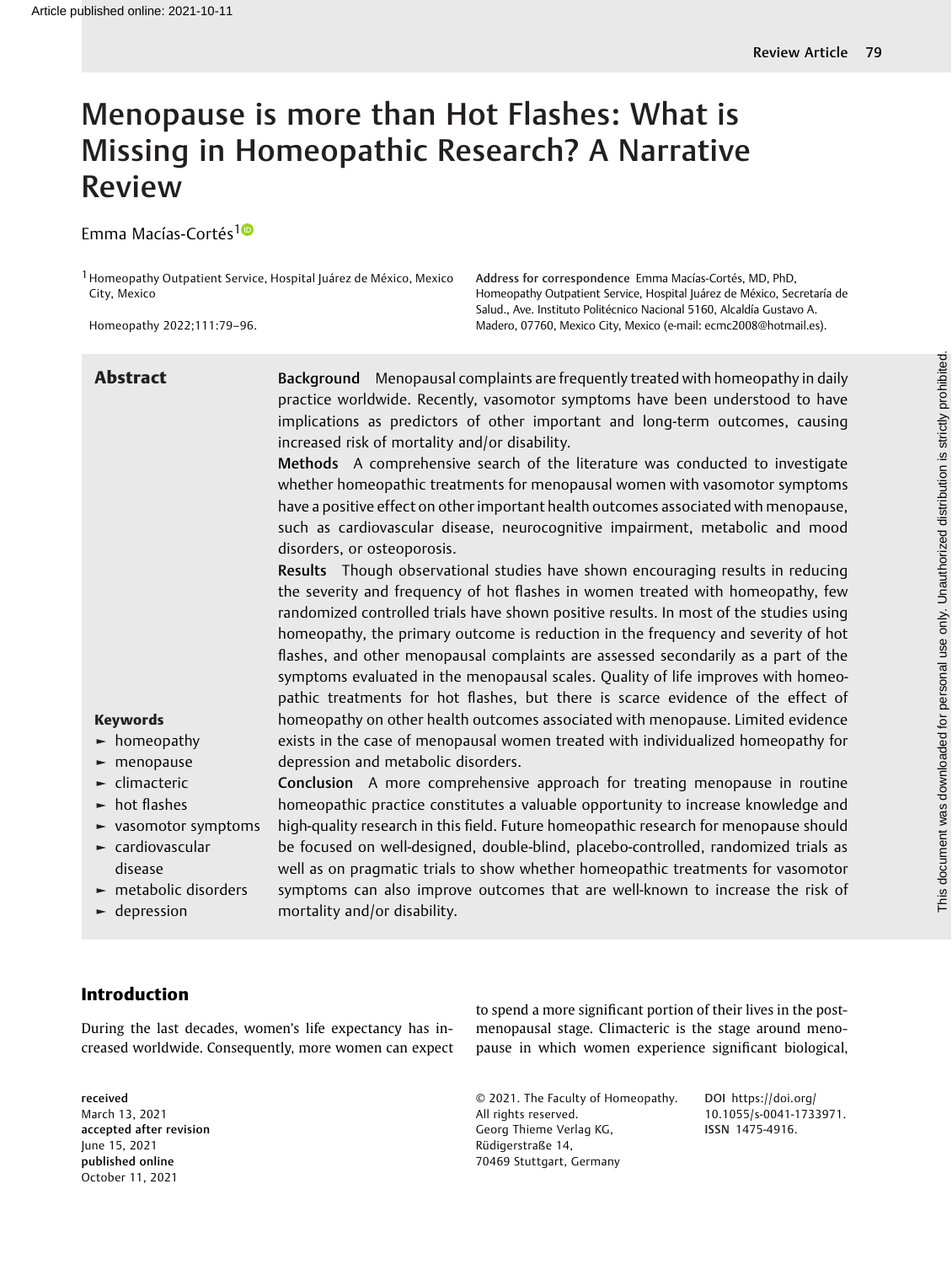# Menopause is more than Hot Flashes: What is Missing in Homeopathic Research? A Narrative Review

Emma Macías-Cortés[1]

[1] Homeopathy Outpatient Service, Hospital Juárez de México, Mexico City, Mexico

Address for correspondence Emma Macías-Cortés, MD, PhD, Homeopathy Outpatient Service, Hospital Juárez de México, Secretaría de Salud., Ave. Instituto Politécnico Nacional 5160, Alcaldía Gustavo A. Madero, 07760, Mexico City, Mexico (e-mail: ecmc2008@hotmail.es).

## Abstract

**Background** Menopausal complaints are frequently treated with homeopathy in daily practice worldwide. Recently, vasomotor symptoms have been understood to have implications as predictors of other important and long-term outcomes, causing increased risk of mortality and/or disability.

**Methods** A comprehensive search of the literature was conducted to investigate whether homeopathic treatments for menopausal women with vasomotor symptoms have a positive effect on other important health outcomes associated with menopause, such as cardiovascular disease, neurocognitive impairment, metabolic and mood disorders, or osteoporosis.

**Results** Though observational studies have shown encouraging results in reducing the severity and frequency of hot flashes in women treated with homeopathy, few randomized controlled trials have shown positive results. In most of the studies using homeopathy, the primary outcome is reduction in the frequency and severity of hot flashes, and other menopausal complaints are assessed secondarily as a part of the symptoms evaluated in the menopausal scales. Quality of life improves with homeopathic treatments for hot flashes, but there is scarce evidence of the effect of homeopathy on other health outcomes associated with menopause. Limited evidence exists in the case of menopausal women treated with individualized homeopathy for depression and metabolic disorders.

**Conclusion** A more comprehensive approach for treating menopause in routine homeopathic practice constitutes a valuable opportunity to increase knowledge and high-quality research in this field. Future homeopathic research for menopause should be focused on well-designed, double-blind, placebo-controlled, randomized trials as well as on pragmatic trials to show whether homeopathic treatments for vasomotor symptoms can also improve outcomes that are well-known to increase the risk of mortality and/or disability.

**Keywords**

- homeopathy
- menopause
- climacteric
- hot flashes
- vasomotor symptoms
- cardiovascular disease
- metabolic disorders
- depression

## Introduction

During the last decades, women's life expectancy has increased worldwide. Consequently, more women can expect to spend a more significant portion of their lives in the postmenopausal stage. Climacteric is the stage around menopause in which women experience significant biological,

received March 13, 2021
accepted after revision June 15, 2021
published online October 11, 2021

© 2021. The Faculty of Homeopathy. All rights reserved.
Georg Thieme Verlag KG, Rüdigerstraße 14, 70469 Stuttgart, Germany

DOI https://doi.org/10.1055/s-0041-1733971.
ISSN 1475-4916.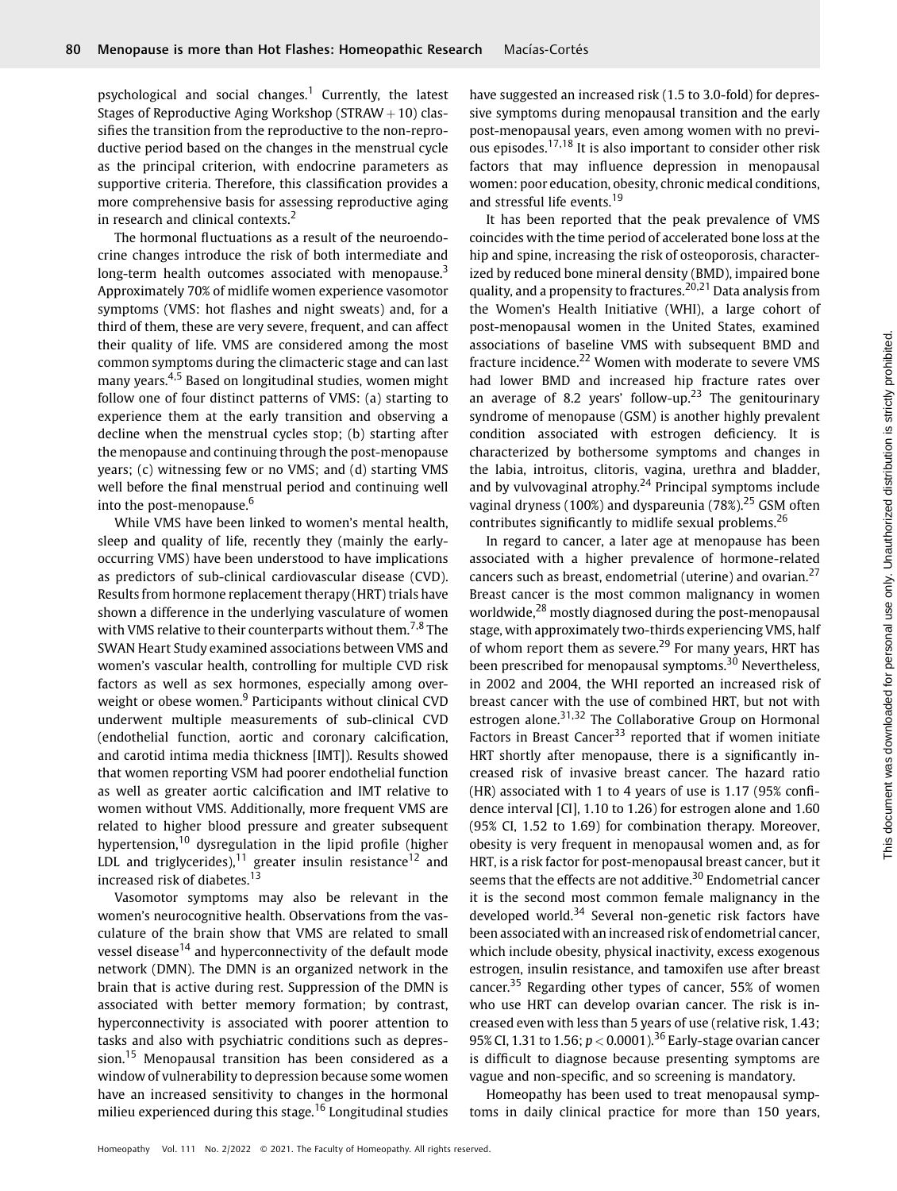psychological and social changes.[1] Currently, the latest Stages of Reproductive Aging Workshop (STRAW + 10) classifies the transition from the reproductive to the non-reproductive period based on the changes in the menstrual cycle as the principal criterion, with endocrine parameters as supportive criteria. Therefore, this classification provides a more comprehensive basis for assessing reproductive aging in research and clinical contexts.[2]

The hormonal fluctuations as a result of the neuroendocrine changes introduce the risk of both intermediate and long-term health outcomes associated with menopause.[3] Approximately 70% of midlife women experience vasomotor symptoms (VMS: hot flashes and night sweats) and, for a third of them, these are very severe, frequent, and can affect their quality of life. VMS are considered among the most common symptoms during the climacteric stage and can last many years.[4,5] Based on longitudinal studies, women might follow one of four distinct patterns of VMS: (a) starting to experience them at the early transition and observing a decline when the menstrual cycles stop; (b) starting after the menopause and continuing through the post-menopause years; (c) witnessing few or no VMS; and (d) starting VMS well before the final menstrual period and continuing well into the post-menopause.[6]

While VMS have been linked to women's mental health, sleep and quality of life, recently they (mainly the early-occurring VMS) have been understood to have implications as predictors of sub-clinical cardiovascular disease (CVD). Results from hormone replacement therapy (HRT) trials have shown a difference in the underlying vasculature of women with VMS relative to their counterparts without them.[7,8] The SWAN Heart Study examined associations between VMS and women's vascular health, controlling for multiple CVD risk factors as well as sex hormones, especially among overweight or obese women.[9] Participants without clinical CVD underwent multiple measurements of sub-clinical CVD (endothelial function, aortic and coronary calcification, and carotid intima media thickness [IMT]). Results showed that women reporting VSM had poorer endothelial function as well as greater aortic calcification and IMT relative to women without VMS. Additionally, more frequent VMS are related to higher blood pressure and greater subsequent hypertension,[10] dysregulation in the lipid profile (higher LDL and triglycerides),[11] greater insulin resistance[12] and increased risk of diabetes.[13]

Vasomotor symptoms may also be relevant in the women's neurocognitive health. Observations from the vasculature of the brain show that VMS are related to small vessel disease[14] and hyperconnectivity of the default mode network (DMN). The DMN is an organized network in the brain that is active during rest. Suppression of the DMN is associated with better memory formation; by contrast, hyperconnectivity is associated with poorer attention to tasks and also with psychiatric conditions such as depression.[15] Menopausal transition has been considered as a window of vulnerability to depression because some women have an increased sensitivity to changes in the hormonal milieu experienced during this stage.[16] Longitudinal studies have suggested an increased risk (1.5 to 3.0-fold) for depressive symptoms during menopausal transition and the early post-menopausal years, even among women with no previous episodes.[17,18] It is also important to consider other risk factors that may influence depression in menopausal women: poor education, obesity, chronic medical conditions, and stressful life events.[19]

It has been reported that the peak prevalence of VMS coincides with the time period of accelerated bone loss at the hip and spine, increasing the risk of osteoporosis, characterized by reduced bone mineral density (BMD), impaired bone quality, and a propensity to fractures.[20,21] Data analysis from the Women's Health Initiative (WHI), a large cohort of post-menopausal women in the United States, examined associations of baseline VMS with subsequent BMD and fracture incidence.[22] Women with moderate to severe VMS had lower BMD and increased hip fracture rates over an average of 8.2 years' follow-up.[23] The genitourinary syndrome of menopause (GSM) is another highly prevalent condition associated with estrogen deficiency. It is characterized by bothersome symptoms and changes in the labia, introitus, clitoris, vagina, urethra and bladder, and by vulvovaginal atrophy.[24] Principal symptoms include vaginal dryness (100%) and dyspareunia (78%).[25] GSM often contributes significantly to midlife sexual problems.[26]

In regard to cancer, a later age at menopause has been associated with a higher prevalence of hormone-related cancers such as breast, endometrial (uterine) and ovarian.[27] Breast cancer is the most common malignancy in women worldwide,[28] mostly diagnosed during the post-menopausal stage, with approximately two-thirds experiencing VMS, half of whom report them as severe.[29] For many years, HRT has been prescribed for menopausal symptoms.[30] Nevertheless, in 2002 and 2004, the WHI reported an increased risk of breast cancer with the use of combined HRT, but not with estrogen alone.[31,32] The Collaborative Group on Hormonal Factors in Breast Cancer[33] reported that if women initiate HRT shortly after menopause, there is a significantly increased risk of invasive breast cancer. The hazard ratio (HR) associated with 1 to 4 years of use is 1.17 (95% confidence interval [CI], 1.10 to 1.26) for estrogen alone and 1.60 (95% CI, 1.52 to 1.69) for combination therapy. Moreover, obesity is very frequent in menopausal women and, as for HRT, is a risk factor for post-menopausal breast cancer, but it seems that the effects are not additive.[30] Endometrial cancer it is the second most common female malignancy in the developed world.[34] Several non-genetic risk factors have been associated with an increased risk of endometrial cancer, which include obesity, physical inactivity, excess exogenous estrogen, insulin resistance, and tamoxifen use after breast cancer.[35] Regarding other types of cancer, 55% of women who use HRT can develop ovarian cancer. The risk is increased even with less than 5 years of use (relative risk, 1.43; 95% CI, 1.31 to 1.56; $p < 0.0001$).[36] Early-stage ovarian cancer is difficult to diagnose because presenting symptoms are vague and non-specific, and so screening is mandatory.

Homeopathy has been used to treat menopausal symptoms in daily clinical practice for more than 150 years,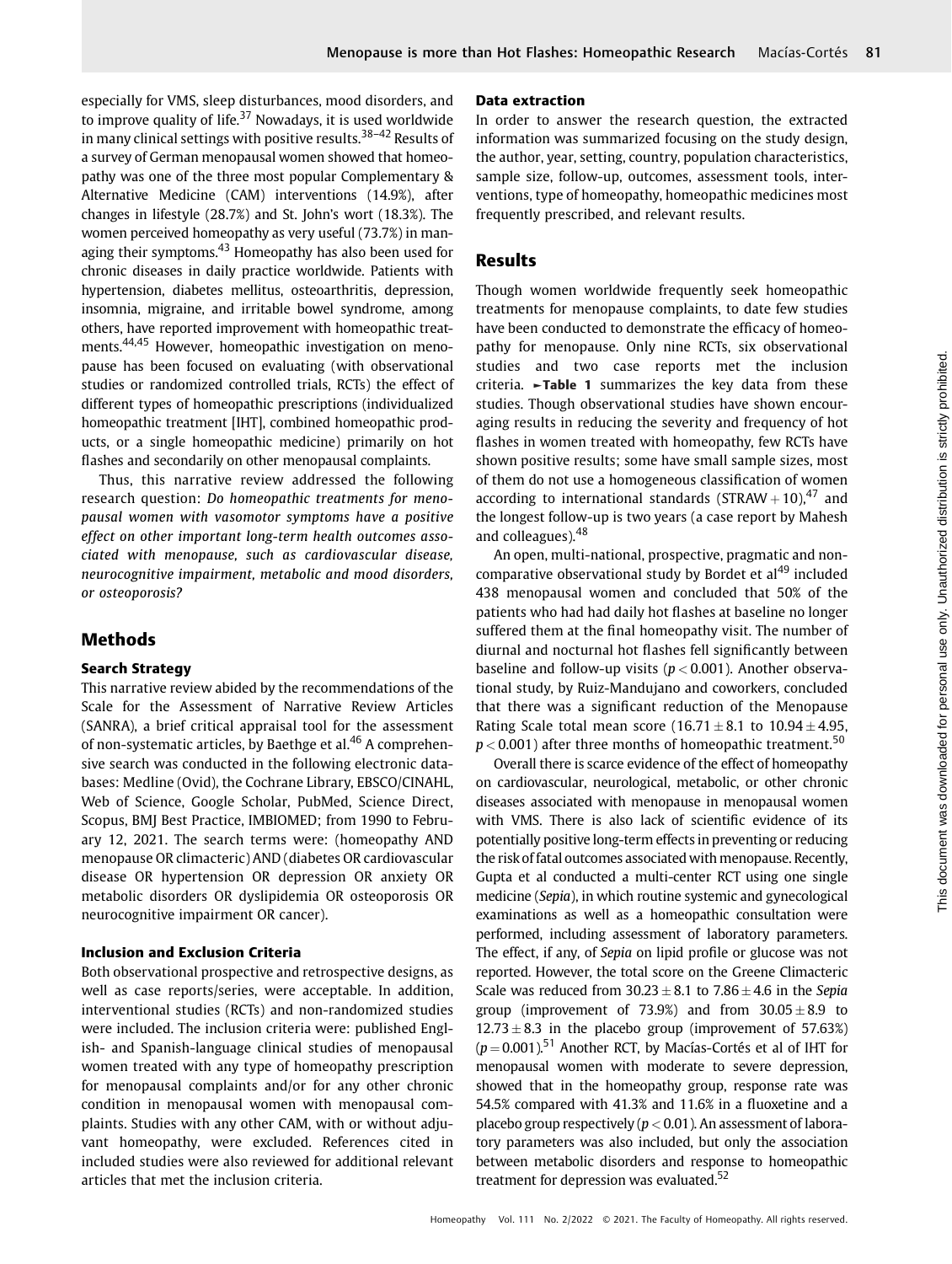especially for VMS, sleep disturbances, mood disorders, and to improve quality of life.[37] Nowadays, it is used worldwide in many clinical settings with positive results.[38–42] Results of a survey of German menopausal women showed that homeopathy was one of the three most popular Complementary & Alternative Medicine (CAM) interventions (14.9%), after changes in lifestyle (28.7%) and St. John's wort (18.3%). The women perceived homeopathy as very useful (73.7%) in managing their symptoms.[43] Homeopathy has also been used for chronic diseases in daily practice worldwide. Patients with hypertension, diabetes mellitus, osteoarthritis, depression, insomnia, migraine, and irritable bowel syndrome, among others, have reported improvement with homeopathic treatments.[44,45] However, homeopathic investigation on menopause has been focused on evaluating (with observational studies or randomized controlled trials, RCTs) the effect of different types of homeopathic prescriptions (individualized homeopathic treatment [IHT], combined homeopathic products, or a single homeopathic medicine) primarily on hot flashes and secondarily on other menopausal complaints.

Thus, this narrative review addressed the following research question: *Do homeopathic treatments for menopausal women with vasomotor symptoms have a positive effect on other important long-term health outcomes associated with menopause, such as cardiovascular disease, neurocognitive impairment, metabolic and mood disorders, or osteoporosis?*

## Methods

### Search Strategy

This narrative review abided by the recommendations of the Scale for the Assessment of Narrative Review Articles (SANRA), a brief critical appraisal tool for the assessment of non-systematic articles, by Baethge et al.[46] A comprehensive search was conducted in the following electronic databases: Medline (Ovid), the Cochrane Library, EBSCO/CINAHL, Web of Science, Google Scholar, PubMed, Science Direct, Scopus, BMJ Best Practice, IMBIOMED; from 1990 to February 12, 2021. The search terms were: (homeopathy AND menopause OR climacteric) AND (diabetes OR cardiovascular disease OR hypertension OR depression OR anxiety OR metabolic disorders OR dyslipidemia OR osteoporosis OR neurocognitive impairment OR cancer).

### Inclusion and Exclusion Criteria

Both observational prospective and retrospective designs, as well as case reports/series, were acceptable. In addition, interventional studies (RCTs) and non-randomized studies were included. The inclusion criteria were: published English- and Spanish-language clinical studies of menopausal women treated with any type of homeopathy prescription for menopausal complaints and/or for any other chronic condition in menopausal women with menopausal complaints. Studies with any other CAM, with or without adjuvant homeopathy, were excluded. References cited in included studies were also reviewed for additional relevant articles that met the inclusion criteria.

### Data extraction

In order to answer the research question, the extracted information was summarized focusing on the study design, the author, year, setting, country, population characteristics, sample size, follow-up, outcomes, assessment tools, interventions, type of homeopathy, homeopathic medicines most frequently prescribed, and relevant results.

## Results

Though women worldwide frequently seek homeopathic treatments for menopause complaints, to date few studies have been conducted to demonstrate the efficacy of homeopathy for menopause. Only nine RCTs, six observational studies and two case reports met the inclusion criteria. ►**Table 1** summarizes the key data from these studies. Though observational studies have shown encouraging results in reducing the severity and frequency of hot flashes in women treated with homeopathy, few RCTs have shown positive results; some have small sample sizes, most of them do not use a homogeneous classification of women according to international standards (STRAW + 10),[47] and the longest follow-up is two years (a case report by Mahesh and colleagues).[48]

An open, multi-national, prospective, pragmatic and non-comparative observational study by Bordet et al[49] included 438 menopausal women and concluded that 50% of the patients who had had daily hot flashes at baseline no longer suffered them at the final homeopathy visit. The number of diurnal and nocturnal hot flashes fell significantly between baseline and follow-up visits ($p < 0.001$). Another observational study, by Ruiz-Mandujano and coworkers, concluded that there was a significant reduction of the Menopause Rating Scale total mean score ($16.71 \pm 8.1$ to $10.94 \pm 4.95$, $p < 0.001$) after three months of homeopathic treatment.[50]

Overall there is scarce evidence of the effect of homeopathy on cardiovascular, neurological, metabolic, or other chronic diseases associated with menopause in menopausal women with VMS. There is also lack of scientific evidence of its potentially positive long-term effects in preventing or reducing the risk of fatal outcomes associated with menopause. Recently, Gupta et al conducted a multi-center RCT using one single medicine (*Sepia*), in which routine systemic and gynecological examinations as well as a homeopathic consultation were performed, including assessment of laboratory parameters. The effect, if any, of *Sepia* on lipid profile or glucose was not reported. However, the total score on the Greene Climacteric Scale was reduced from $30.23 \pm 8.1$ to $7.86 \pm 4.6$ in the *Sepia* group (improvement of 73.9%) and from $30.05 \pm 8.9$ to $12.73 \pm 8.3$ in the placebo group (improvement of 57.63%) ($p = 0.001$).[51] Another RCT, by Macías-Cortés et al of IHT for menopausal women with moderate to severe depression, showed that in the homeopathy group, response rate was 54.5% compared with 41.3% and 11.6% in a fluoxetine and a placebo group respectively ($p < 0.01$). An assessment of laboratory parameters was also included, but only the association between metabolic disorders and response to homeopathic treatment for depression was evaluated.[52]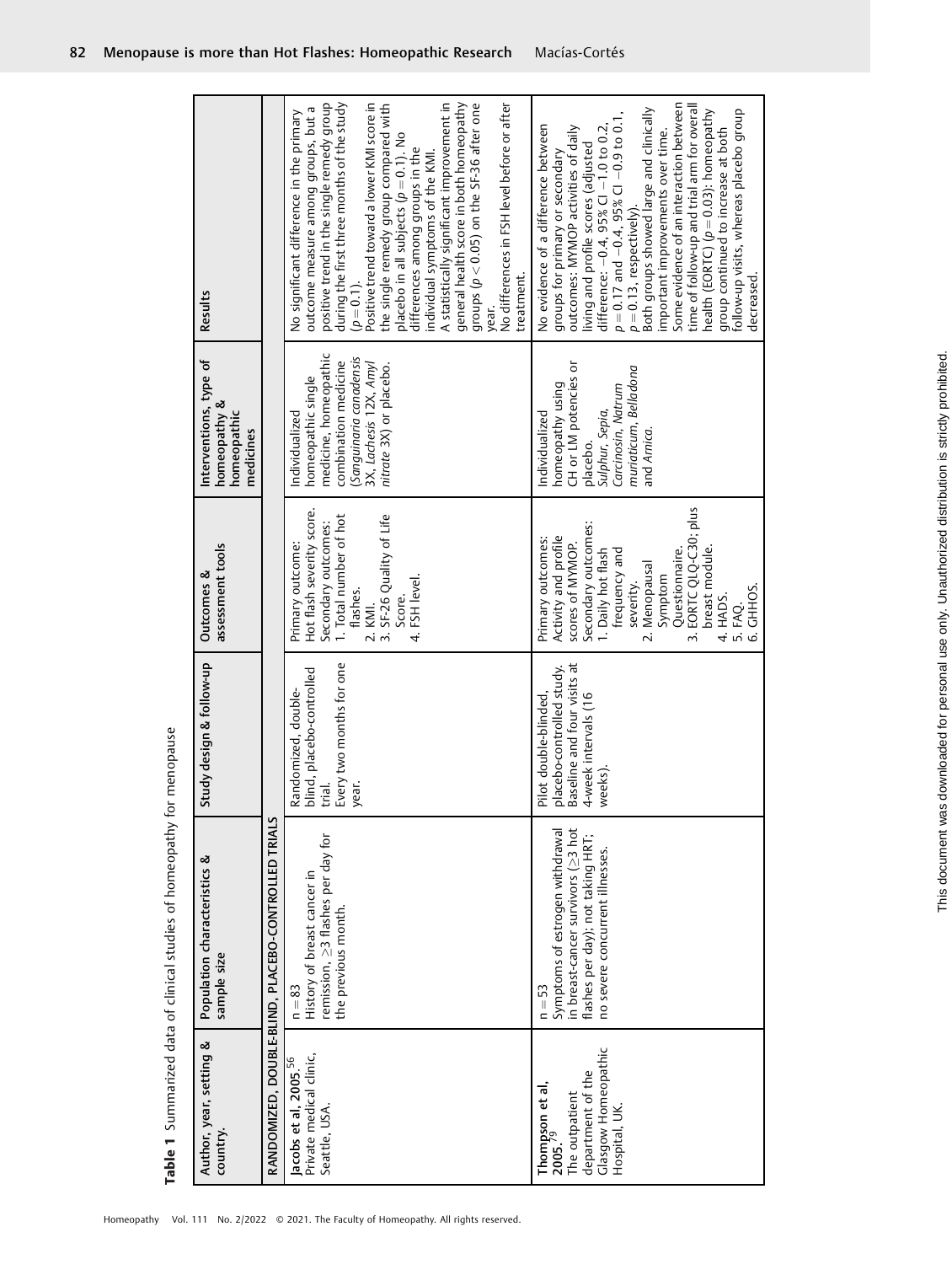**Table 1** Summarized data of clinical studies of homeopathy for menopause

| Author, year, setting & country. | Population characteristics & sample size | Study design & follow-up | Outcomes & assessment tools | Interventions, type of homeopathy & homeopathic medicines | Results |
|---|---|---|---|---|---|
| **RANDOMIZED, DOUBLE-BLIND, PLACEBO-CONTROLLED TRIALS** | | | | | |
| **Jacobs et al, 2005.**[56] Private medical clinic, Seattle, USA. | n = 83 History of breast cancer in remission, ≥3 flashes per day for the previous month. | Randomized, double-blind, placebo-controlled trial. Every two months for one year. | Primary outcome: Hot flash severity score. Secondary outcomes: 1. Total number of hot flashes. 2. KMI. 3. SF-26 Quality of Life Score. 4. FSH level. | Individualized homeopathic single medicine, homeopathic combination medicine (*Sanguinaria canadensis* 3X, *Lachesis* 12X, *Amyl nitrate* 3X) or placebo. | No significant difference in the primary outcome measure among groups, but a positive trend in the single remedy group during the first three months of the study ($p = 0.1$). Positive trend toward a lower KMI score in the single remedy group compared with placebo in all subjects ($p = 0.1$). No differences among groups in the individual symptoms of the KMI. A statistically significant improvement in general health score in both homeopathy groups ($p < 0.05$) on the SF-36 after one year. No differences in FSH level before or after treatment. |
| **Thompson et al, 2005.**[79] The outpatient department of the Glasgow Homeopathic Hospital, UK. | n = 53 Symptoms of estrogen withdrawal in breast-cancer survivors (≥3 hot flashes per day); not taking HRT; no severe concurrent illnesses. | Pilot double-blinded, placebo-controlled study. Baseline and four visits at 4-week intervals (16 weeks). | Primary outcomes: Activity and profile scores of MYMOP. Secondary outcomes: 1. Daily hot flash frequency and severity. 2. Menopausal Symptom Questionnaire. 3. EORTC QLQ-C30; plus breast module. 4. HADS. 5. FAQ. 6. GHHOS. | Individualized homeopathy using CH or LM potencies or placebo. *Sulphur*, *Sepia*, *Carcinosin*, *Natrum muriaticum*, *Belladona* and *Arnica*. | No evidence of a difference between groups for primary or secondary outcomes: MYMOP activities of daily living and profile scores (adjusted difference: −0.4, 95% CI −1.0 to 0.2, $p = 0.17$ and −0.4, 95% CI −0.9 to 0.1, $p = 0.13$, respectively). Both groups showed large and clinically important improvements over time. Some evidence of an interaction between time of follow-up and trial arm for overall health (EORTC) ($p = 0.03$): homeopathy group continued to increase at both follow-up visits, whereas placebo group decreased. |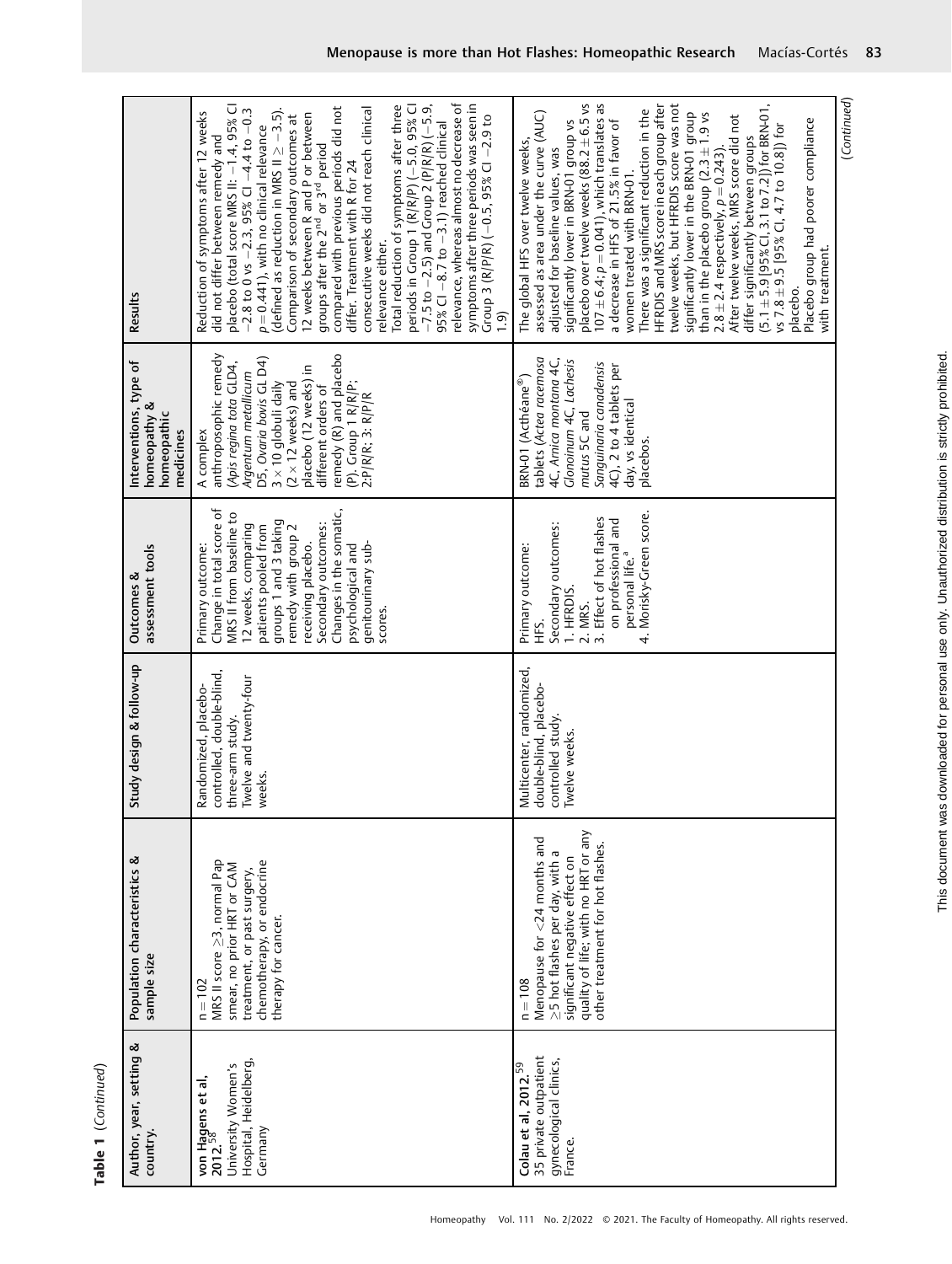**Table 1** (*Continued*)

| Author, year, setting & country. | Population characteristics & sample size | Study design & follow-up | Outcomes & assessment tools | Interventions, type of homeopathy & homeopathic medicines | Results |
|---|---|---|---|---|---|
| **von Hagens et al, 2012.**[58] University Women's Hospital, Heidelberg, Germany | n = 102 MRS II score ≥3, normal Pap smear, no prior HRT or CAM treatment, or past surgery, chemotherapy, or endocrine therapy for cancer. | Randomized, placebo-controlled, double-blind, three-arm study. Twelve and twenty-four weeks. | Primary outcome: Change in total score of MRS II from baseline to 12 weeks, comparing patients pooled from groups 1 and 3 taking remedy with group 2 receiving placebo. Secondary outcomes: Changes in the somatic, psychological and genitourinary sub-scores. | A complex anthroposophic remedy (*Apis regina tota* GLD4, *Argentum metallicum* D5, *Ovaria bovis* GL D4) 3 × 10 globuli daily (2 × 12 weeks) and placebo (12 weeks) in different orders of remedy (R) and placebo (P). Group 1 R/R/P; 2:P/R/R; 3: R/P/R | Reduction of symptoms after 12 weeks did not differ between remedy and placebo (total score MRS II: −1.4, 95% CI −2.8 to 0 vs −2.3, 95% CI −4.4 to −0.3 $p = 0.441$), with no clinical relevance (defined as reduction in MRS II ≥ −3.5). Comparison of secondary outcomes at 12 weeks between R and P or between groups after the 2[nd] or 3[rd] period differ. Treatment with R for 24 consecutive weeks did not reach clinical relevance either. Total reduction of symptoms after three periods in Group 1 (R/R/P) (−5.0, 95% CI −7.5 to −2.5) and Group 2 (P/R/R) (−5.9, 95% CI −8.7 to −3.1) reached clinical relevance, whereas almost no decrease of symptoms after three periods was seen in Group 3 (R/P/R) (−0.5, 95% CI −2.9 to 1.9) compared with previous periods did not |
| **Colau et al, 2012.**[59] 35 private outpatient gynecological clinics, France. | n = 108 Menopause for <24 months and ≥5 hot flashes per day, with a significant negative effect on quality of life; with no HRT or any other treatment for hot flashes. | Multicenter, randomized, double-blind, placebo-controlled study. Twelve weeks. | Primary outcome: HFS. Secondary outcomes: 1. HFRDIS. 2. MRS. 3. Effect of hot flashes on professional and personal life.[a] 4. Morisky-Green score. | BRN-01 (Acthéane®) tablets (*Actea racemosa* 4C, *Arnica montana* 4C, *Glonoinum* 4C, *Lachesis mutus* 5C and *Sanguinaria canadensis* 4C), 2 to 4 tablets per day, vs identical placebos. | The global HFS over twelve weeks, assessed as area under the curve (AUC) adjusted for baseline values, was significantly lower in BRN-01 group vs placebo over twelve weeks (88.2 ± 6.5 vs 107 ± 6.4; $p = 0.041$), which translates as a decrease in HFS of 21.5% in favor of women treated with BRN-01. There was a significant reduction in the HFRDIS and MRS score in each group after twelve weeks, but HFRDIS score was not significantly lower in the BRN-01 group than in the placebo group (2.3 ± 1.9 vs 2.8 ± 2.4 respectively, $p = 0.243$). After twelve weeks, MRS score did not differ significantly between groups (5.1 ± 5.9 [95% CI, 3.1 to 7.2]) for BRN-01, vs 7.8 ± 9.5 [95% CI, 4.7 to 10.8]) for placebo. Placebo group had poorer compliance with treatment. |

(*Continued*)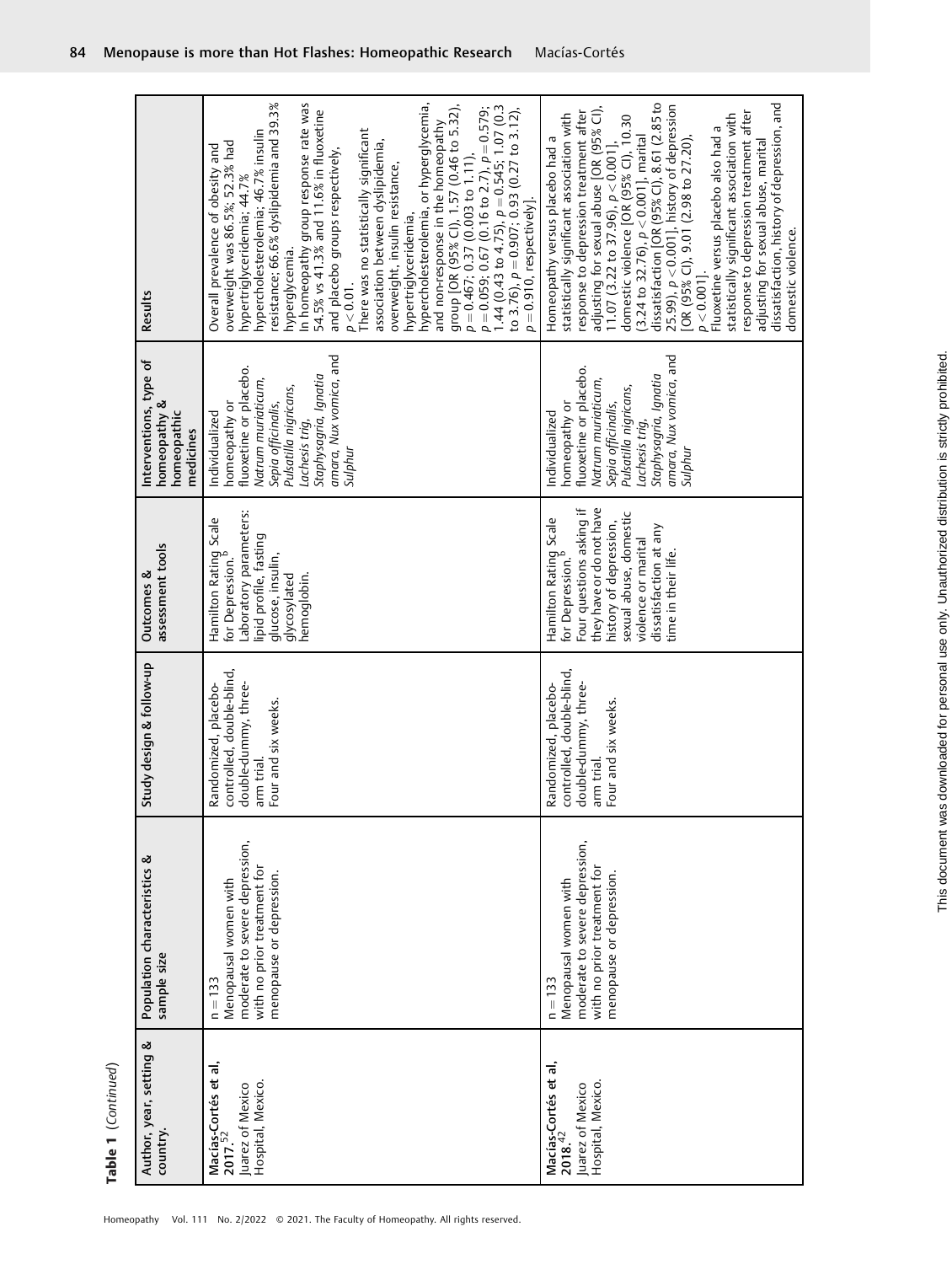**Table 1** (*Continued*)

| Author, year, setting & country. | Population characteristics & sample size | Study design & follow-up | Outcomes & assessment tools | Interventions, type of homeopathy & homeopathic medicines | Results |
|---|---|---|---|---|---|
| **Macías-Cortés et al, 2017.**[52] Juarez of Mexico Hospital, Mexico. | n = 133 Menopausal women with moderate to severe depression, with no prior treatment for menopause or depression. | Randomized, placebo-controlled, double-blind, double-dummy, three-arm trial. Four and six weeks. | Hamilton Rating Scale for Depression.[b] Laboratory parameters: lipid profile, fasting glucose, insulin, glycosylated hemoglobin. | Individualized homeopathy or fluoxetine or placebo. *Natrum muriaticum, Sepia officinalis, Pulsatilla nigricans, Lachesis trig, Staphysagria, Ignatia amara, Nux vomica,* and *Sulphur* | Overall prevalence of obesity and overweight was 86.5%; 52.3% had hypertriglyceridemia; 44.7% hypercholesterolemia; 46.7% insulin resistance; 66.6% dyslipidemia and 39.3% hyperglycemia. In homeopathy group response rate was 54.5% vs 41.3% and 11.6% in fluoxetine and placebo groups respectively, $p < 0.01$. There was no statistically significant association between dyslipidemia, overweight, insulin resistance, hypertriglyceridemia, hypercholesterolemia, or hyperglycemia, and non-response in the homeopathy group [OR (95% CI), 1.57 (0.46 to 5.32), $p = 0.467$; 0.37 (0.003 to 1.11), $p = 0.059$; 0.67 (0.16 to 2.7), $p = 0.579$; 1.44 (0.43 to 4.75), $p = 0.545$; 1.07 (0.3 to 3.76), $p = 0.907$; 0.93 (0.27 to 3.12), $p = 0.910$, respectively]. |
| **Macías-Cortés et al, 2018.**[42] Juarez of Mexico Hospital, Mexico. | n = 133 Menopausal women with moderate to severe depression, with no prior treatment for menopause or depression. | Randomized, placebo-controlled, double-blind, double-dummy, three-arm trial. Four and six weeks. | Hamilton Rating Scale for Depression.[b] Four questions asking if they have or do not have history of depression, sexual abuse, domestic violence or marital dissatisfaction at any time in their life. | Individualized homeopathy or fluoxetine or placebo. *Natrum muriaticum, Sepia officinalis, Pulsatilla nigricans, Lachesis trig, Staphysagria, Ignatia amara, Nux vomica,* and *Sulphur* | Homeopathy versus placebo had a statistically significant association with response to depression treatment after adjusting for sexual abuse [OR (95% CI), 11.07 (3.22 to 37.96), $p < 0.001$], domestic violence [OR (95% CI), 10.30 (3.24 to 32.76), $p < 0.001$], marital dissatisfaction [OR (95% CI), 8.61 (2.85 to 25.99), $p < 0.001$], history of depression [OR (95% CI), 9.01 (2.98 to 27.20), $p < 0.001$]. Fluoxetine versus placebo also had a statistically significant association with response to depression treatment after adjusting for sexual abuse, marital dissatisfaction, history of depression, and domestic violence. |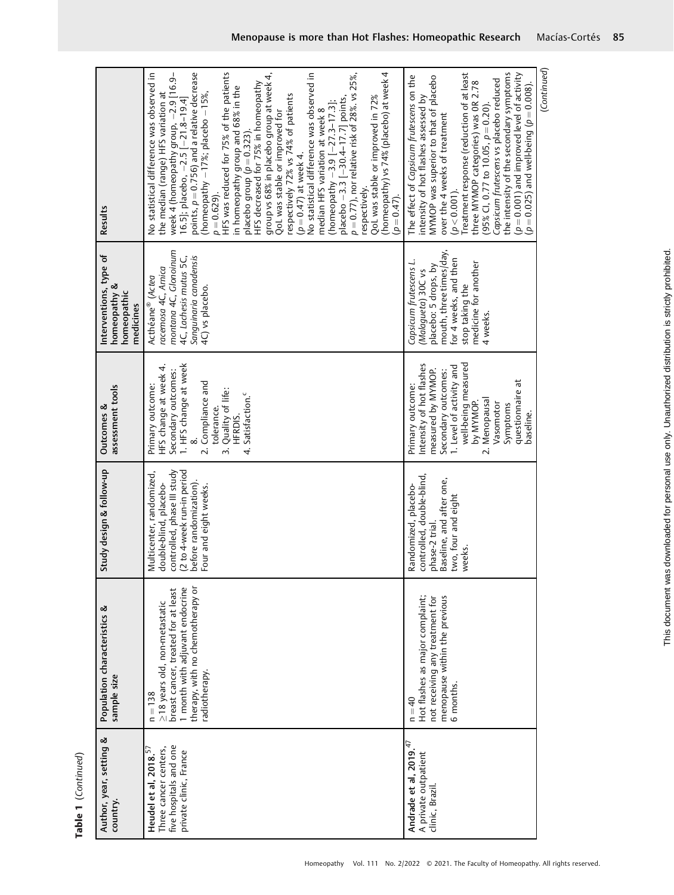**Table 1** (*Continued*)

| Author, year, setting & country. | Population characteristics & sample size | Study design & follow-up | Outcomes & assessment tools | Interventions, type of homeopathy & homeopathic medicines | Results |
|---|---|---|---|---|---|
| **Heudel et al, 2018.**[57] Three cancer centers, five hospitals and one private clinic, France | n = 138<br>≥18 years old, non-metastatic breast cancer, treated for at least 1 month with adjuvant endocrine therapy, with no chemotherapy or radiotherapy. | Multicenter, randomized, double-blind, placebo-controlled, phase III study (2 to 4-week run-in period before randomization). Four and eight weeks. | Primary outcome: HFS change at week 4. Secondary outcomes: 1. HFS change at week 8. 2. Compliance and tolerance. 3. Quality of life: HFRDIS. 4. Satisfaction.[c] | Acthéane® (*Actea racemosa* 4C, *Arnica montana* 4C, *Glonoinum* 4C, *Lachesis mutus* 5C, *Sanguinaria canadensis* 4C) vs placebo. | No statistical difference was observed in the median (range) HFS variation at week 4 (homeopathy group, −2.9 [16.9–16.5]; placebo, −2.5 [−21.8–19.4] points, $p = 0.756$) and a relative decrease (homeopathy −17%; placebo −15%, $p = 0.629$).<br>HFS was reduced for 75% of the patients in homeopathy group and 68% in the placebo group ($p = 0.323$).<br>HFS decreased for 75% in homeopathy group vs 68% in placebo group at week 4, QoL was stable or improved for respectively 72% vs 74% of patients ($p = 0.47$) at week 4.<br>No statistical difference was observed in median HFS variation at week 8 (homeopathy −3.9 [−27.3–17.3]; placebo −3.3 [−30.4–17.7] points, $p = 0.77$), nor relative risk of 28%. vs 25%, respectively.<br>QoL was stable or improved in 72% (homeopathy) vs 74% (placebo) at week 4 ($p = 0.47$). |
| **Andrade et al, 2019.**[47] A private outpatient clinic, Brazil. | n = 40<br>Hot flashes as major complaint; not receiving any treatment for menopause within the previous 6 months. | Randomized, placebo-controlled, double-blind, phase-2 trial. Baseline, and after one, two, four and eight weeks. | Primary outcome: Intensity of hot flashes measured by MYMOP. Secondary outcomes: 1. Level of activity and well-being measured by MYMOP. 2. Menopausal Vasomotor Symptoms questionnaire at baseline. | *Capsicum frutescens L.* (*Malagueta*) 30C vs placebo: 5 drops, by mouth, three times/day, for 4 weeks, and then stop taking the medicine for another 4 weeks. | The effect of *Capsicum frutescens* on the intensity of hot flashes assessed by MYMOP was superior to that of placebo over the 4 weeks of treatment ($p < 0.001$).<br>Treatment response (reduction of at least three MYMOP categories) was OR 2.78 (95% CI, 0.77 to 10.05, $p = 0.20$).<br>*Capsicum frutescens* vs placebo reduced the intensity of the secondary symptoms ($p = 0.001$) and improved level of activity ($p = 0.025$) and well-being ($p = 0.008$). |

(*Continued*)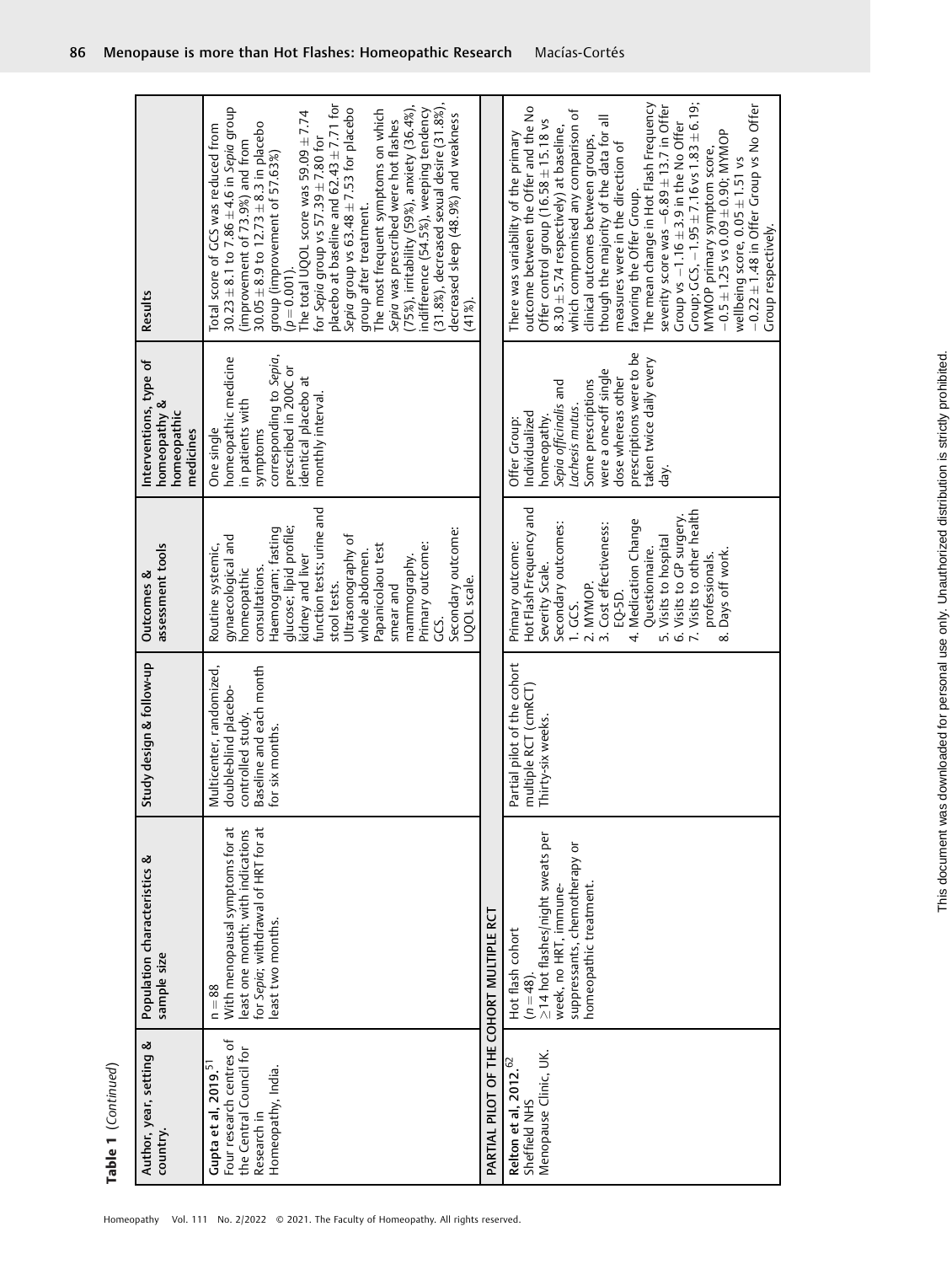**Table 1** (*Continued*)

| Author, year, setting & country. | Population characteristics & sample size | Study design & follow-up | Outcomes & assessment tools | Interventions, type of homeopathy & homeopathic medicines | Results |
|---|---|---|---|---|---|
| **Gupta et al, 2019.**[51] Four research centres of the Central Council for Research in Homeopathy, India. | n = 88 With menopausal symptoms for at least one month; with indications for *Sepia*; withdrawal of HRT for at least two months. | Multicenter, randomized, double-blind placebo-controlled study. Baseline and each month for six months. | Routine systemic, gynaecological and homeopathic consultations. Haemogram; fasting glucose; lipid profile; kidney and liver function tests; urine and stool tests. Ultrasonography of whole abdomen. Papanicolaou test smear and mammography. Primary outcome: GCS. Secondary outcome: UQOL scale. | One single homeopathic medicine in patients with symptoms corresponding to *Sepia*, prescribed in 200C or identical placebo at monthly interval. | Total score of GCS was reduced from 30.23 ± 8.1 to 7.86 ± 4.6 in *Sepia* group (improvement of 73.9%) and from 30.05 ± 8.9 to 12.73 ± 8.3 in placebo group (improvement of 57.63%) ($p = 0.001$). The total UQOL score was 59.09 ± 7.74 for *Sepia* group vs 57.39 ± 7.80 for placebo at baseline and 62.43 ± 7.71 for *Sepia* group vs 63.48 ± 7.53 for placebo group after treatment. The most frequent symptoms on which *Sepia* was prescribed were hot flashes (75%), irritability (59%), anxiety (36.4%), indifference (54.5%), weeping tendency (31.8%), decreased sexual desire (31.8%), decreased sleep (48.9%) and weakness (41%). |
| PARTIAL PILOT OF THE COHORT MULTIPLE RCT | | | | | |
| **Relton et al, 2012.**[62] Sheffield NHS Menopause Clinic, UK. | Hot flash cohort ($n = 48$). ≥14 hot flashes/night sweats per week, no HRT, immune-suppressants, chemotherapy or homeopathic treatment. | Partial pilot of the cohort multiple RCT (cmRCT) Thirty-six weeks. | Primary outcome: Hot Flash Frequency and Severity Scale. Secondary outcomes: 1. GCS. 2. MYMOP. 3. Cost effectiveness: EQ-5D. 4. Medication Change Questionnaire. 5. Visits to hospital 6. Visits to GP surgery. 7. Visits to other health professionals. 8. Days off work. | Offer Group: Individualized homeopathy. *Sepia officinalis* and *Lachesis mutus*. Some prescriptions were a one-off single dose whereas other prescriptions were to be taken twice daily every day. | There was variability of the primary outcome between the Offer and the No Offer control group (16.58 ± 15.18 vs 8.30 ± 5.74 respectively) at baseline, which compromised any comparison of clinical outcomes between groups, though the majority of the data for all measures were in the direction of favoring the Offer Group. The mean change in Hot Flash Frequency severity score was −6.89 ± 13.7 in Offer Group vs −1.16 ± 3.9 in the No Offer Group; GCS, −1.95 ± 7.16 vs 1.83 ± 6.19; MYMOP primary symptom score, −0.5 ± 1.25 vs 0.09 ± 0.90; MYMOP wellbeing score, 0.05 ± 1.51 vs −0.22 ± 1.48 in Offer Group vs No Offer Group respectively. |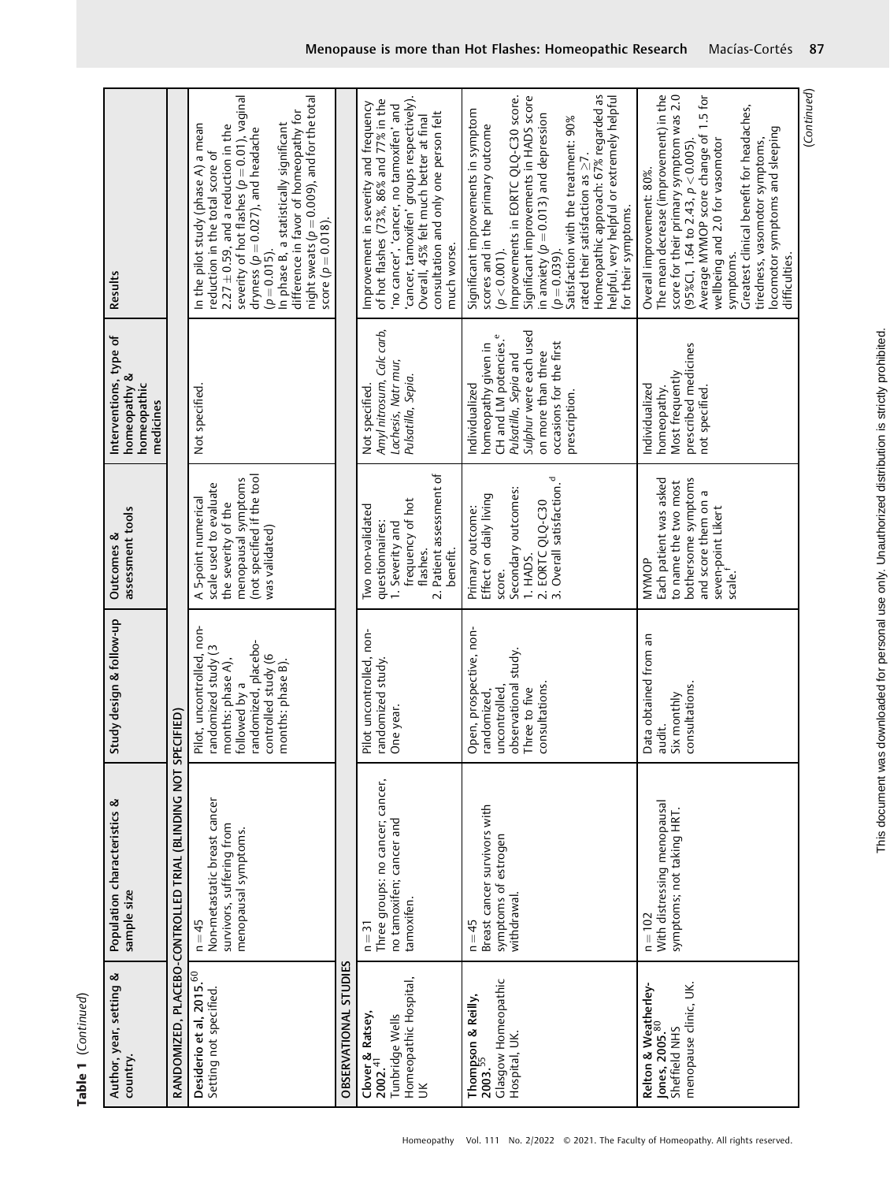**Table 1** (*Continued*)

| Author, year, setting & country. | Population characteristics & sample size | Study design & follow-up | Outcomes & assessment tools | Interventions, type of homeopathy & homeopathic medicines | Results |
|---|---|---|---|---|---|
| **RANDOMIZED, PLACEBO-CONTROLLED TRIAL (BLINDING NOT SPECIFIED)** | | | | | |
| **Desiderio et al, 2015.**[60] Setting not specified. | n = 45 Non-metastatic breast cancer survivors, suffering from menopausal symptoms. | Pilot, uncontrolled, non-randomized study (3 months: phase A), followed by a randomized, placebo-controlled study (6 months: phase B). | A 5-point numerical scale used to evaluate the severity of the menopausal symptoms (not specified if the tool was validated) | Not specified. | In the pilot study (phase A) a mean reduction in the total score of 2.27 ± 0.59, and a reduction in the severity of hot flashes ($p = 0.01$), vaginal dryness ($p = 0.027$), and headache ($p = 0.015$). In phase B, a statistically significant difference in favor of homeopathy for night sweats ($p = 0.009$), and for the total score ($p = 0.018$). |
| **OBSERVATIONAL STUDIES** | | | | | |
| **Clover & Ratsey, 2002.**[41] Tunbridge Wells Homeopathic Hospital, UK | n = 31 Three groups: no cancer; cancer, no tamoxifen; cancer and tamoxifen. | Pilot uncontrolled, non-randomized study. One year. | Two non-validated questionnaires: 1. Severity and frequency of hot flashes. 2. Patient assessment of benefit. | Not specified. *Amyl nitrosum, Calc carb, Lachesis, Natr mur, Pulsatilla, Sepia.* | Improvement in severity and frequency of hot flashes (73%, 86% and 77% in the 'no cancer', 'cancer, no tamoxifen' and 'cancer, tamoxifen' groups respectively). Overall, 45% felt much better at final consultation and only one person felt much worse. |
| **Thompson & Reilly, 2003.**[55] Glasgow Homeopathic Hospital, UK. | n = 45 Breast cancer survivors with symptoms of estrogen withdrawal. | Open, prospective, non-randomized, uncontrolled, observational study. Three to five consultations. | Primary outcome: Effect on daily living score. Secondary outcomes: 1. HADS. 2. EORTC QLQ-C30 3. Overall satisfaction.[d] | Individualized homeopathy given in CH and LM potencies.[e] *Pulsatilla, Sepia* and *Sulphur* were each used on more than three occasions for the first prescription. | Significant improvements in symptom scores and in the primary outcome ($p < 0.001$). Improvements in EORTC QLQ-C30 score. Significant improvements in HADS score in anxiety ($p = 0.013$) and depression ($p = 0.039$). Satisfaction with the treatment: 90% rated their satisfaction as ≥7. Homeopathic approach: 67% regarded as helpful, very helpful or extremely helpful for their symptoms. |
| **Relton & Weatherley-Jones, 2005.**[80] Sheffield NHS menopause clinic, UK. | n = 102 With distressing menopausal symptoms; not taking HRT. | Data obtained from an audit. Six monthly consultations. | MYMOP Each patient was asked to name the two most bothersome symptoms and score them on a seven-point Likert scale.[f] | Individualized homeopathy. Most frequently prescribed medicines not specified. | Overall improvement: 80%. The mean decrease (improvement) in the score for their primary symptom was 2.0 (95%CI, 1.64 to 2.43, $p < 0.005$). Average MYMOP score change of 1.5 for wellbeing and 2.0 for vasomotor symptoms. Greatest clinical benefit for headaches, tiredness, vasomotor symptoms, locomotor symptoms and sleeping difficulties. |

(*Continued*)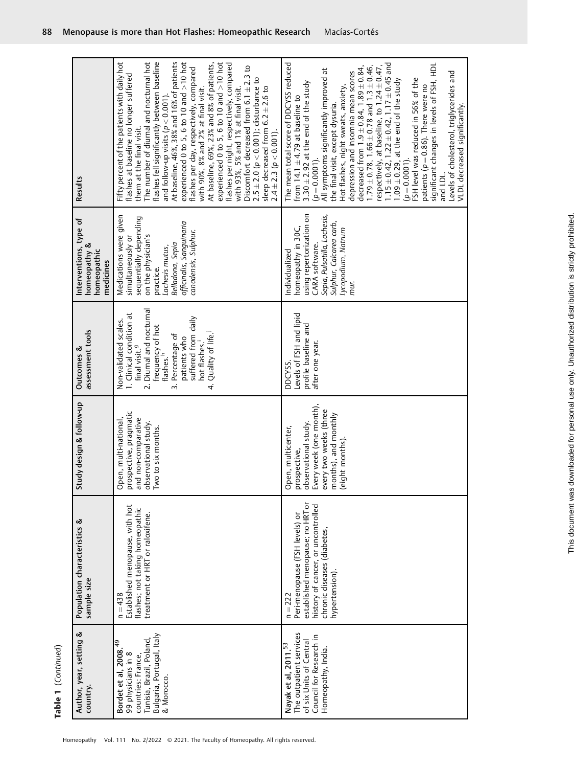**Table 1** (*Continued*)

| Author, year, setting & country. | Population characteristics & sample size | Study design & follow-up | Outcomes & assessment tools | Interventions, type of homeopathy & homeopathic medicines | Results |
|---|---|---|---|---|---|
| **Bordet et al, 2008.**[49] 99 physicians in 8 countries: France, Tunisia, Brazil, Poland, Bulgaria, Portugal, Italy & Morocco. | n = 438 Established menopause, with hot flashes; not taking homeopathic treatment or HRT or raloxifene. | Open, multi-national, prospective, pragmatic and non-comparative observational study. Two to six months. | Non-validated scales. 1. Clinical condition at final visit.[g] 2. Diurnal and nocturnal frequency of hot flashes.[h] 3. Percentage of patients who suffered from daily hot flashes.[i] 4. Quality of life.[j] | Medications were given simultaneously or sequentially depending on the physician's practice. *Lachesis mutus, Belladona, Sepia officinalis, Sanguinaria canadensis, Sulphur.* | Fifty percent of the patients with daily hot flashes at baseline no longer suffered them at the final visit. The number of diurnal and nocturnal hot flashes fell significantly between baseline and follow-up visits ($p < 0.001$). At baseline, 46%, 38% and 16% of patients experienced 0 to 5, 6 to 10 and >10 hot flashes per day, respectively, compared with 90%, 8% and 2% at final visit. At baseline, 69%, 23% and 8% of patients, experienced 0 to 5, 6 to 10 and >10 hot flashes per night, respectively, compared with 93%, 5% and 1% at final visit. Discomfort decreased from $6.1 \pm 2.3$ to $2.5 \pm 2.0$ ($p < 0.001$); disturbance to sleep decreased from $6.2 \pm 2.6$ to $2.4 \pm 2.3$ ($p < 0.001$). |
| **Nayak et al, 2011.**[53] The outpatient services of six Units of Central Council for Research in Homeopathy, India. | n = 222 Peri-menopause (FSH levels) or established menopause; no HRT or history of cancer, or uncontrolled chronic diseases (diabetes, hypertension). | Open, multicenter, prospective, observational study. Every week (one month), every two weeks (three months), and monthly (eight months). | DDCYSS. Levels of FSH and lipid profile baseline and after one year. | Individualized homeopathy in 30C, using repertorization on CARA software. *Sepia, Pulsatilla, Lachesis, Sulphur, Calcarea carb, Lycopodium, Natrum mur.* | The mean total score of DDCYSS reduced from $14.1 \pm 4.79$ at baseline to $3.30 \pm 2.92$ at the end of the study ($p = 0.0001$). All symptoms significantly improved at the final visit, except dysuria. Hot flashes, night sweats, anxiety, depression and insomnia mean scores decreased from $1.9 \pm 0.84$, $1.89 \pm 0.84$, $1.79 \pm 0.78$, $1.66 \pm 0.78$ and $1.3 \pm 0.46$, respectively, at baseline, to $1.24 \pm 0.47$, $1.15 \pm 0.42$, $1.22 \pm 0.42$, $1.17 \pm 0.45$ and $1.09 \pm 0.29$, at the end of the study ($p = 0.0001$). FSH level was reduced in 56% of the patients ($p = 0.86$). There were no significant changes in levels of FSH, HDL and LDL. Levels of cholesterol, triglycerides and VLDL decreased significantly. |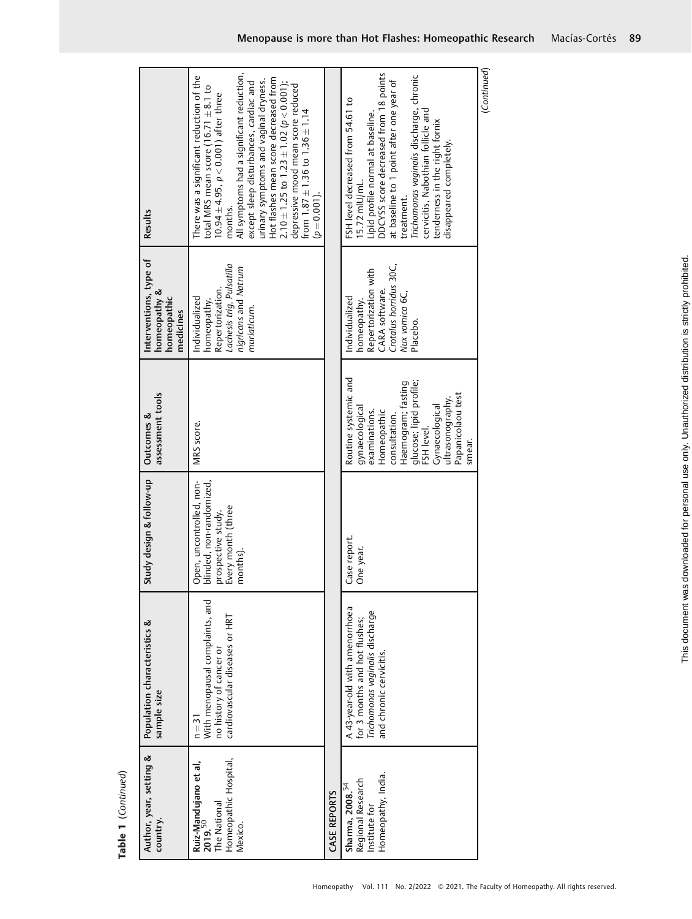**Table 1** (*Continued*)

| Author, year, setting & country. | Population characteristics & sample size | Study design & follow-up | Outcomes & assessment tools | Interventions, type of homeopathy & homeopathic medicines | Results |
|---|---|---|---|---|---|
| **Ruiz-Mandujano et al, 2019.**[50] The National Homeopathic Hospital, Mexico. | n = 31 With menopausal complaints, and no history of cancer or cardiovascular diseases or HRT | Open, uncontrolled, non-blinded, non-randomized, prospective study. Every month (three months). | MRS score. | Individualized homeopathy. Repertorization. *Lachesis trig*, *Pulsatilla nigricans* and *Natrum muriaticum*. | There was a significant reduction of the total MRS mean score (16.71 ± 8.1 to 10.94 ± 4.95, $p < 0.001$) after three months. All symptoms had a significant reduction, except sleep disturbances, cardiac and urinary symptoms and vaginal dryness. Hot flashes mean score decreased from 2.10 ± 1.25 to 1.23 ± 1.02 ($p < 0.001$); depressive mood mean score reduced from 1.87 ± 1.36 to 1.36 ± 1.14 ($p = 0.001$). |
| **CASE REPORTS** | | | | | |
| **Sharma, 2008.**[54] Regional Research Institute for Homeopathy, India. | A 43-year-old with amenorrhoea for 3 months and hot flushes; *Trichomonas vaginalis* discharge and chronic cervicitis. | Case report. One year. | Routine systemic and gynaecological examinations. Homeopathic consultation. Haemogram; fasting glucose; lipid profile; FSH level. Gynaecological ultrasonography. Papanicolaou test smear. | Individualized homeopathy. Repertorization with CARA software. *Crotalus horridus* 30C, *Nux vomica* 6C, Placebo. | FSH level decreased from 54.61 to 15.72 mIU/mL. Lipid profile normal at baseline. DDCYSS score decreased from 18 points at baseline to 1 point after one year of treatment. *Trichomonas vaginalis* discharge, chronic cervicitis, Nabothian follicle and tenderness in the right fornix disappeared completely. |

(*Continued*)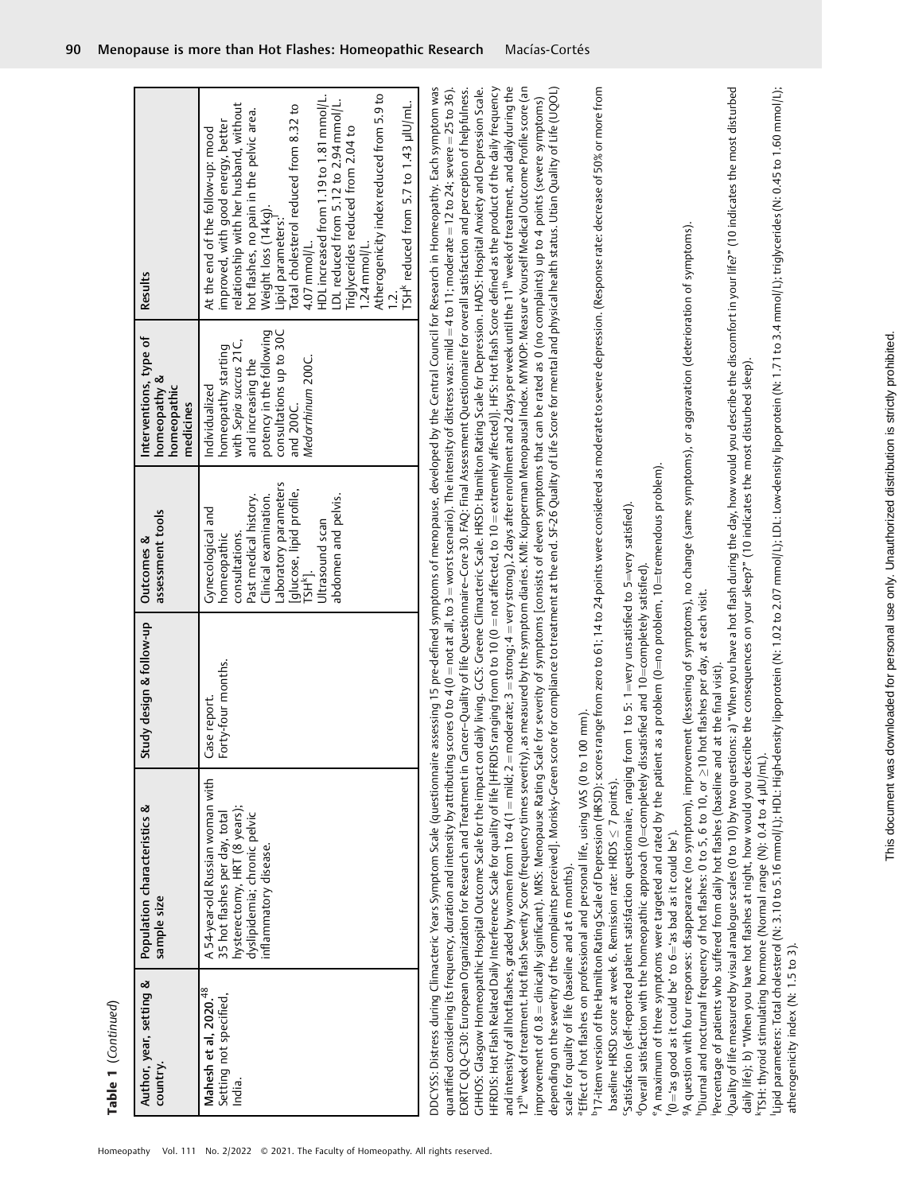**Table 1** (*Continued*)

| Author, year, setting & country. | Population characteristics & sample size | Study design & follow-up | Outcomes & assessment tools | Interventions, type of homeopathy & homeopathic medicines | Results |
|---|---|---|---|---|---|
| **Mahesh et al. 2020.**[48] Setting not specified, India. | A 54-year-old Russian woman with 35 hot flashes per day, total hysterectomy, HRT (8 years); dyslipidemia; chronic pelvic inflammatory disease. | Case report. Forty-four months. | Gynecological and homeopathic consultations. Past medical history. Clinical examination. Laboratory parameters [glucose, lipid profile, TSH[k]]. Ultrasound scan abdomen and pelvis. | Individualized homeopathy starting with *Sepia succus* 21C, and increasing the potency in the following consultations up to 30C and 200C. *Medorrhinum* 200C. | At the end of the follow-up: mood improved, with good energy, better relationship with her husband, without hot flashes, no pain in the pelvic area. Weight loss (14 kg). Lipid parameters:[l] Total cholesterol reduced from 8.32 to 4.07 mmol/L. HDL increased from 1.19 to 1.81 mmol/L. LDL reduced from 5.12 to 2.94 mmol/L. Triglycerides reduced from 2.04 to 1.24 mmol/L. Atherogenicity index reduced from 5.9 to 1.2. TSH[k] reduced from 5.7 to 1.43 µIU/mL. |

DDCYSS: Distress during Climacteric Years Symptom Scale (questionnaire assessing 15 pre-defined symptoms of menopause, developed by the Central Council for Research in Homeopathy. Each symptom was quantified considering its frequency, duration and intensity by attributing scores 0 to 4 (0 = not at all, to 3 = worst scenario). The intensity of distress was: mild = 4 to 11; moderate = 12 to 24; severe = 25 to 36). EORTC QLQ-C30: European Organization for Research and Treatment in Cancer–Quality of life Questionnaire–Core 30. FAQ: Final Assessment Questionnaire for overall satisfaction and perception of helpfulness. GHHOS: Glasgow Homeopathic Hospital Outcome Scale for the impact on daily living. GCS: Greene Climacteric Scale. HRSD: Hamilton Rating Scale for Depression. HADS: Hospital Anxiety and Depression Scale. HFRDIS: Hot Flash Related Daily Interference Scale for quality of life [HFRDIS ranging from 0 to 10 (0 = not affected, to 10 = extremely affected)]. HFS: Hot flash Score defined as the product of the daily frequency and intensity of all hot flashes, graded by women from 1 to 4 (1 = mild; 2 = moderate; 3 = strong; 4 = very strong), 2 days after enrollment and 2 days per week until the 11th week of treatment, and daily during the 12th week of treatment. Hot flash Severity Score (frequency times severity), as measured by the symptom diaries. KMI: Kupperman Menopausal Index. MYMOP: Measure Yourself Medical Outcome Profile score (an improvement of 0.8 = clinically significant). MRS: Menopause Rating Scale for severity of symptoms [consists of eleven symptoms that can be rated as 0 (no complaints) up to 4 points (severe symptoms) depending on the severity of the complaints perceived]. Morisky-Green score for compliance to treatment at the end. SF-26 Quality of Life Score for mental and physical health status. Utian Quality of Life (UQOL) scale for quality of life (baseline and at 6 months).

[a]Effect of hot flashes on professional and personal life, using VAS (0 to 100 mm).

[b]17-item version of the Hamilton Rating Scale of Depression (HRSD): scores range from zero to 61; 14 to 24 points were considered as moderate to severe depression. (Response rate: decrease of 50% or more from baseline HRSD score at week 6. Remission rate: HRDS ≤ 7 points).

[c]Satisfaction (self-reported patient satisfaction questionnaire, ranging from 1 to 5: 1=very unsatisfied to 5=very satisfied).

[d]Overall satisfaction with the homeopathic approach (0=completely dissatisfied and 10=completely satisfied).

[e]A maximum of three symptoms were targeted and rated by the patient as a problem (0=no problem, 10=tremendous problem).

[f](0="as good as it could be" to 6="as bad as it could be").

[g]A question with four responses: disappearance (no symptom), improvement (lessening of symptoms), no change (same symptoms), or aggravation (deterioration of symptoms).

[h]Diurnal and nocturnal frequency of hot flashes: 0 to 5, 6 to 10, or ≥10 hot flashes per day, at each visit.

[i]Percentage of patients who suffered from daily hot flashes (baseline and at the final visit).

[j]Quality of life measured by visual analogue scales (0 to 10) by two questions: a) "When you have a hot flash during the day, how would you describe the discomfort in your life?" (10 indicates the most disturbed daily life); b) "When you have hot flashes at night, how would you describe the consequences on your sleep?" (10 indicates the most disturbed sleep).

[k]TSH: thyroid stimulating hormone (Normal range (N): 0.4 to 4 µIU/mL).

[l]Lipid parameters: Total cholesterol (N: 3.10 to 5.16 mmol/L); HDL: High-density lipoprotein (N: 1.02 to 2.07 mmol/L); LDL: Low-density lipoprotein (N: 1.71 to 3.4 mmol/L); triglycerides (N: 0.45 to 1.60 mmol/L); atherogenicity index (N: 1.5 to 3).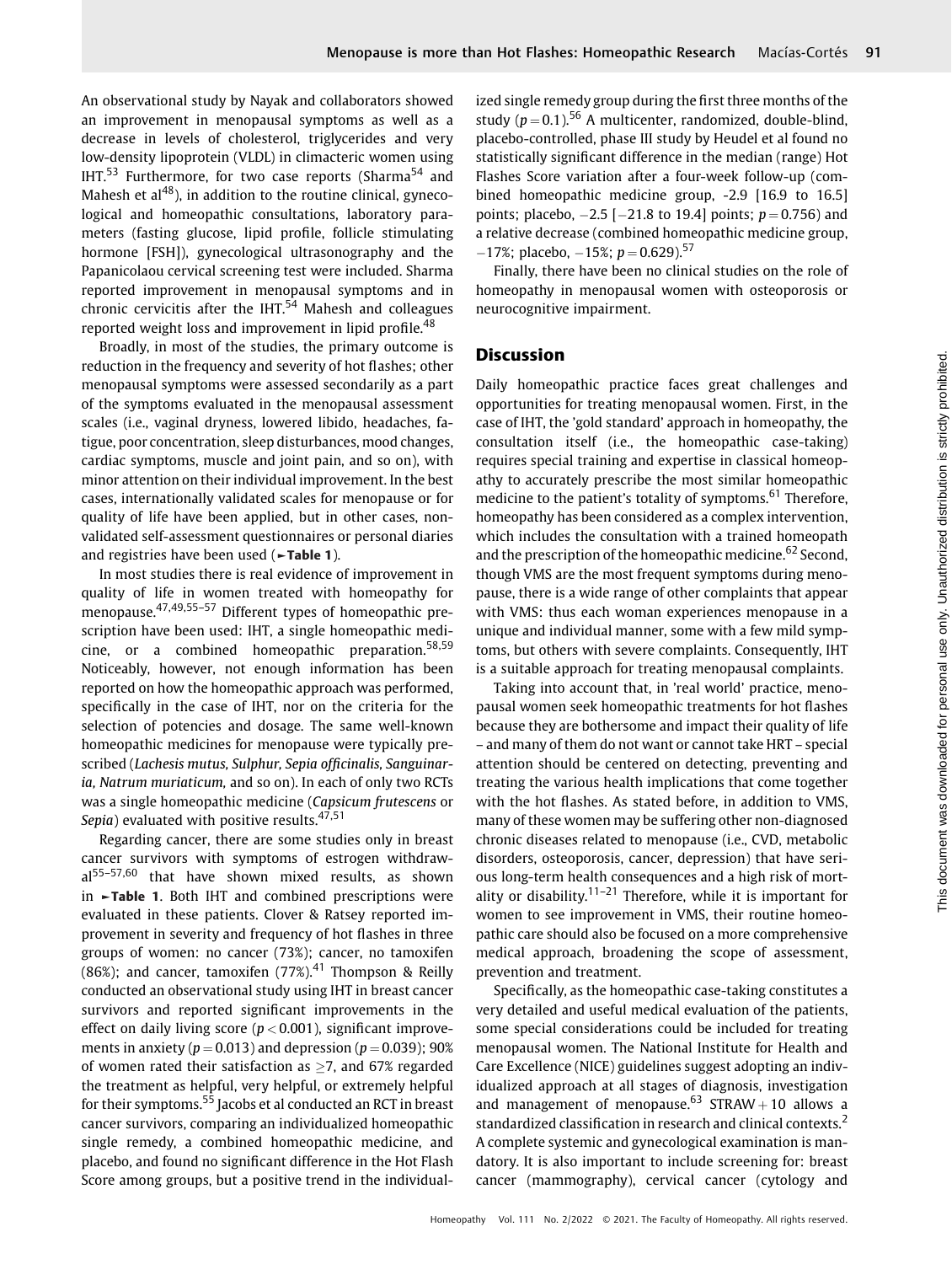An observational study by Nayak and collaborators showed an improvement in menopausal symptoms as well as a decrease in levels of cholesterol, triglycerides and very low-density lipoprotein (VLDL) in climacteric women using IHT.[53] Furthermore, for two case reports (Sharma[54] and Mahesh et al[48]), in addition to the routine clinical, gynecological and homeopathic consultations, laboratory parameters (fasting glucose, lipid profile, follicle stimulating hormone [FSH]), gynecological ultrasonography and the Papanicolaou cervical screening test were included. Sharma reported improvement in menopausal symptoms and in chronic cervicitis after the IHT.[54] Mahesh and colleagues reported weight loss and improvement in lipid profile.[48]

Broadly, in most of the studies, the primary outcome is reduction in the frequency and severity of hot flashes; other menopausal symptoms were assessed secondarily as a part of the symptoms evaluated in the menopausal assessment scales (i.e., vaginal dryness, lowered libido, headaches, fatigue, poor concentration, sleep disturbances, mood changes, cardiac symptoms, muscle and joint pain, and so on), with minor attention on their individual improvement. In the best cases, internationally validated scales for menopause or for quality of life have been applied, but in other cases, non-validated self-assessment questionnaires or personal diaries and registries have been used (►**Table 1**).

In most studies there is real evidence of improvement in quality of life in women treated with homeopathy for menopause.[47,49,55–57] Different types of homeopathic prescription have been used: IHT, a single homeopathic medicine, or a combined homeopathic preparation.[58,59] Noticeably, however, not enough information has been reported on how the homeopathic approach was performed, specifically in the case of IHT, nor on the criteria for the selection of potencies and dosage. The same well-known homeopathic medicines for menopause were typically prescribed (*Lachesis mutus, Sulphur, Sepia officinalis, Sanguinaria, Natrum muriaticum*, and so on). In each of only two RCTs was a single homeopathic medicine (*Capsicum frutescens* or *Sepia*) evaluated with positive results.[47,51]

Regarding cancer, there are some studies only in breast cancer survivors with symptoms of estrogen withdrawal[55–57,60] that have shown mixed results, as shown in ►**Table 1**. Both IHT and combined prescriptions were evaluated in these patients. Clover & Ratsey reported improvement in severity and frequency of hot flashes in three groups of women: no cancer (73%); cancer, no tamoxifen (86%); and cancer, tamoxifen (77%).[41] Thompson & Reilly conducted an observational study using IHT in breast cancer survivors and reported significant improvements in the effect on daily living score ($p < 0.001$), significant improvements in anxiety ($p = 0.013$) and depression ($p = 0.039$); 90% of women rated their satisfaction as ≥7, and 67% regarded the treatment as helpful, very helpful, or extremely helpful for their symptoms.[55] Jacobs et al conducted an RCT in breast cancer survivors, comparing an individualized homeopathic single remedy, a combined homeopathic medicine, and placebo, and found no significant difference in the Hot Flash Score among groups, but a positive trend in the individualized single remedy group during the first three months of the study ($p = 0.1$).[56] A multicenter, randomized, double-blind, placebo-controlled, phase III study by Heudel et al found no statistically significant difference in the median (range) Hot Flashes Score variation after a four-week follow-up (combined homeopathic medicine group, -2.9 [16.9 to 16.5] points; placebo, −2.5 [−21.8 to 19.4] points; $p = 0.756$) and a relative decrease (combined homeopathic medicine group, −17%; placebo, −15%; $p = 0.629$).[57]

Finally, there have been no clinical studies on the role of homeopathy in menopausal women with osteoporosis or neurocognitive impairment.

## Discussion

Daily homeopathic practice faces great challenges and opportunities for treating menopausal women. First, in the case of IHT, the 'gold standard' approach in homeopathy, the consultation itself (i.e., the homeopathic case-taking) requires special training and expertise in classical homeopathy to accurately prescribe the most similar homeopathic medicine to the patient's totality of symptoms.[61] Therefore, homeopathy has been considered as a complex intervention, which includes the consultation with a trained homeopath and the prescription of the homeopathic medicine.[62] Second, though VMS are the most frequent symptoms during menopause, there is a wide range of other complaints that appear with VMS: thus each woman experiences menopause in a unique and individual manner, some with a few mild symptoms, but others with severe complaints. Consequently, IHT is a suitable approach for treating menopausal complaints.

Taking into account that, in 'real world' practice, menopausal women seek homeopathic treatments for hot flashes because they are bothersome and impact their quality of life – and many of them do not want or cannot take HRT – special attention should be centered on detecting, preventing and treating the various health implications that come together with the hot flashes. As stated before, in addition to VMS, many of these women may be suffering other non-diagnosed chronic diseases related to menopause (i.e., CVD, metabolic disorders, osteoporosis, cancer, depression) that have serious long-term health consequences and a high risk of mortality or disability.[11–21] Therefore, while it is important for women to see improvement in VMS, their routine homeopathic care should also be focused on a more comprehensive medical approach, broadening the scope of assessment, prevention and treatment.

Specifically, as the homeopathic case-taking constitutes a very detailed and useful medical evaluation of the patients, some special considerations could be included for treating menopausal women. The National Institute for Health and Care Excellence (NICE) guidelines suggest adopting an individualized approach at all stages of diagnosis, investigation and management of menopause.[63] STRAW + 10 allows a standardized classification in research and clinical contexts.[2] A complete systemic and gynecological examination is mandatory. It is also important to include screening for: breast cancer (mammography), cervical cancer (cytology and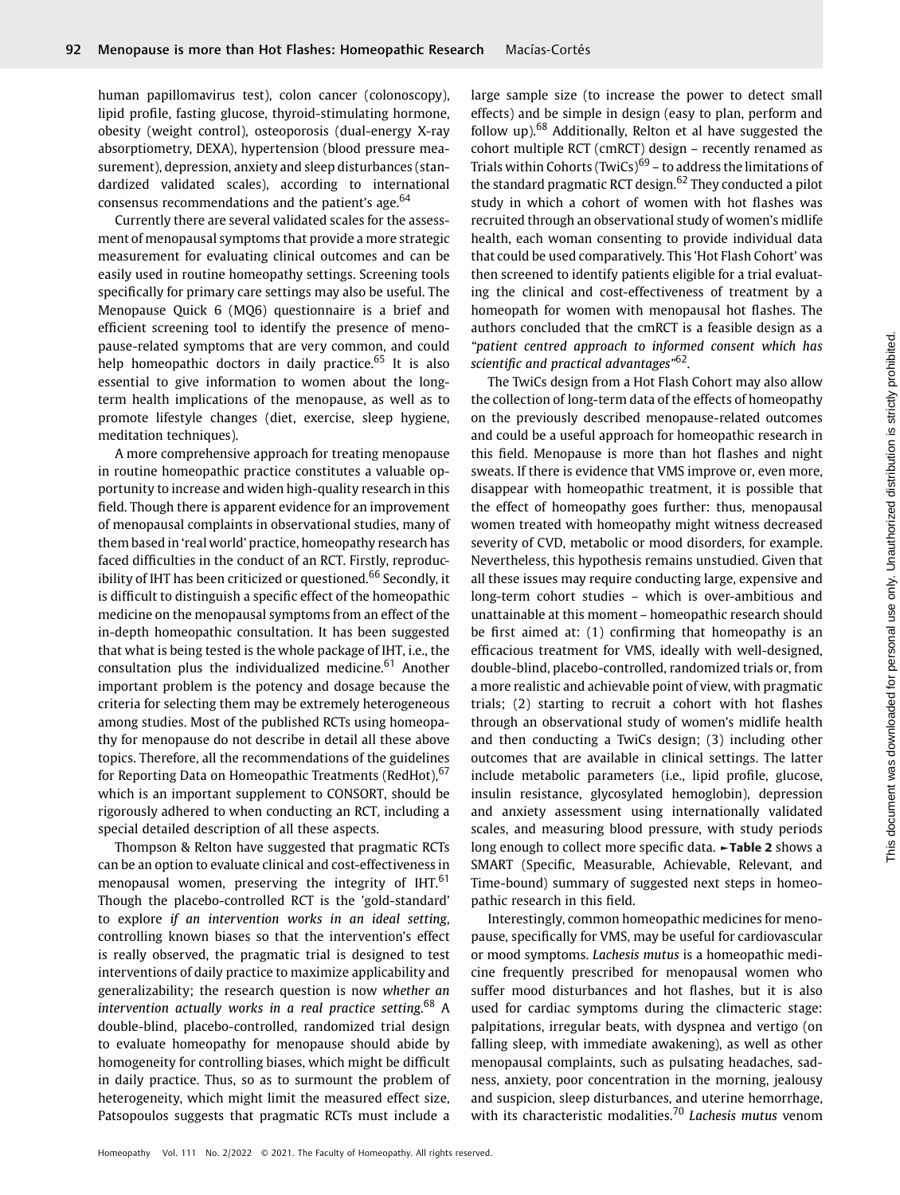human papillomavirus test), colon cancer (colonoscopy), lipid profile, fasting glucose, thyroid-stimulating hormone, obesity (weight control), osteoporosis (dual-energy X-ray absorptiometry, DEXA), hypertension (blood pressure measurement), depression, anxiety and sleep disturbances (standardized validated scales), according to international consensus recommendations and the patient's age.[64]

Currently there are several validated scales for the assessment of menopausal symptoms that provide a more strategic measurement for evaluating clinical outcomes and can be easily used in routine homeopathy settings. Screening tools specifically for primary care settings may also be useful. The Menopause Quick 6 (MQ6) questionnaire is a brief and efficient screening tool to identify the presence of menopause-related symptoms that are very common, and could help homeopathic doctors in daily practice.[65] It is also essential to give information to women about the long-term health implications of the menopause, as well as to promote lifestyle changes (diet, exercise, sleep hygiene, meditation techniques).

A more comprehensive approach for treating menopause in routine homeopathic practice constitutes a valuable opportunity to increase and widen high-quality research in this field. Though there is apparent evidence for an improvement of menopausal complaints in observational studies, many of them based in 'real world' practice, homeopathy research has faced difficulties in the conduct of an RCT. Firstly, reproducibility of IHT has been criticized or questioned.[66] Secondly, it is difficult to distinguish a specific effect of the homeopathic medicine on the menopausal symptoms from an effect of the in-depth homeopathic consultation. It has been suggested that what is being tested is the whole package of IHT, i.e., the consultation plus the individualized medicine.[61] Another important problem is the potency and dosage because the criteria for selecting them may be extremely heterogeneous among studies. Most of the published RCTs using homeopathy for menopause do not describe in detail all these above topics. Therefore, all the recommendations of the guidelines for Reporting Data on Homeopathic Treatments (RedHot),[67] which is an important supplement to CONSORT, should be rigorously adhered to when conducting an RCT, including a special detailed description of all these aspects.

Thompson & Relton have suggested that pragmatic RCTs can be an option to evaluate clinical and cost-effectiveness in menopausal women, preserving the integrity of IHT.[61] Though the placebo-controlled RCT is the 'gold-standard' to explore *if an intervention works in an ideal setting*, controlling known biases so that the intervention's effect is really observed, the pragmatic trial is designed to test interventions of daily practice to maximize applicability and generalizability; the research question is now *whether an intervention actually works in a real practice setting*.[68] A double-blind, placebo-controlled, randomized trial design to evaluate homeopathy for menopause should abide by homogeneity for controlling biases, which might be difficult in daily practice. Thus, so as to surmount the problem of heterogeneity, which might limit the measured effect size, Patsopoulos suggests that pragmatic RCTs must include a large sample size (to increase the power to detect small effects) and be simple in design (easy to plan, perform and follow up).[68] Additionally, Relton et al have suggested the cohort multiple RCT (cmRCT) design – recently renamed as Trials within Cohorts (TwiCs)[69] – to address the limitations of the standard pragmatic RCT design.[62] They conducted a pilot study in which a cohort of women with hot flashes was recruited through an observational study of women's midlife health, each woman consenting to provide individual data that could be used comparatively. This 'Hot Flash Cohort' was then screened to identify patients eligible for a trial evaluating the clinical and cost-effectiveness of treatment by a homeopath for women with menopausal hot flashes. The authors concluded that the cmRCT is a feasible design as a *"patient centred approach to informed consent which has scientific and practical advantages"*[62].

The TwiCs design from a Hot Flash Cohort may also allow the collection of long-term data of the effects of homeopathy on the previously described menopause-related outcomes and could be a useful approach for homeopathic research in this field. Menopause is more than hot flashes and night sweats. If there is evidence that VMS improve or, even more, disappear with homeopathic treatment, it is possible that the effect of homeopathy goes further: thus, menopausal women treated with homeopathy might witness decreased severity of CVD, metabolic or mood disorders, for example. Nevertheless, this hypothesis remains unstudied. Given that all these issues may require conducting large, expensive and long-term cohort studies – which is over-ambitious and unattainable at this moment – homeopathic research should be first aimed at: (1) confirming that homeopathy is an efficacious treatment for VMS, ideally with well-designed, double-blind, placebo-controlled, randomized trials or, from a more realistic and achievable point of view, with pragmatic trials; (2) starting to recruit a cohort with hot flashes through an observational study of women's midlife health and then conducting a TwiCs design; (3) including other outcomes that are available in clinical settings. The latter include metabolic parameters (i.e., lipid profile, glucose, insulin resistance, glycosylated hemoglobin), depression and anxiety assessment using internationally validated scales, and measuring blood pressure, with study periods long enough to collect more specific data. ►**Table 2** shows a SMART (Specific, Measurable, Achievable, Relevant, and Time-bound) summary of suggested next steps in homeopathic research in this field.

Interestingly, common homeopathic medicines for menopause, specifically for VMS, may be useful for cardiovascular or mood symptoms. *Lachesis mutus* is a homeopathic medicine frequently prescribed for menopausal women who suffer mood disturbances and hot flashes, but it is also used for cardiac symptoms during the climacteric stage: palpitations, irregular beats, with dyspnea and vertigo (on falling sleep, with immediate awakening), as well as other menopausal complaints, such as pulsating headaches, sadness, anxiety, poor concentration in the morning, jealousy and suspicion, sleep disturbances, and uterine hemorrhage, with its characteristic modalities.[70] *Lachesis mutus* venom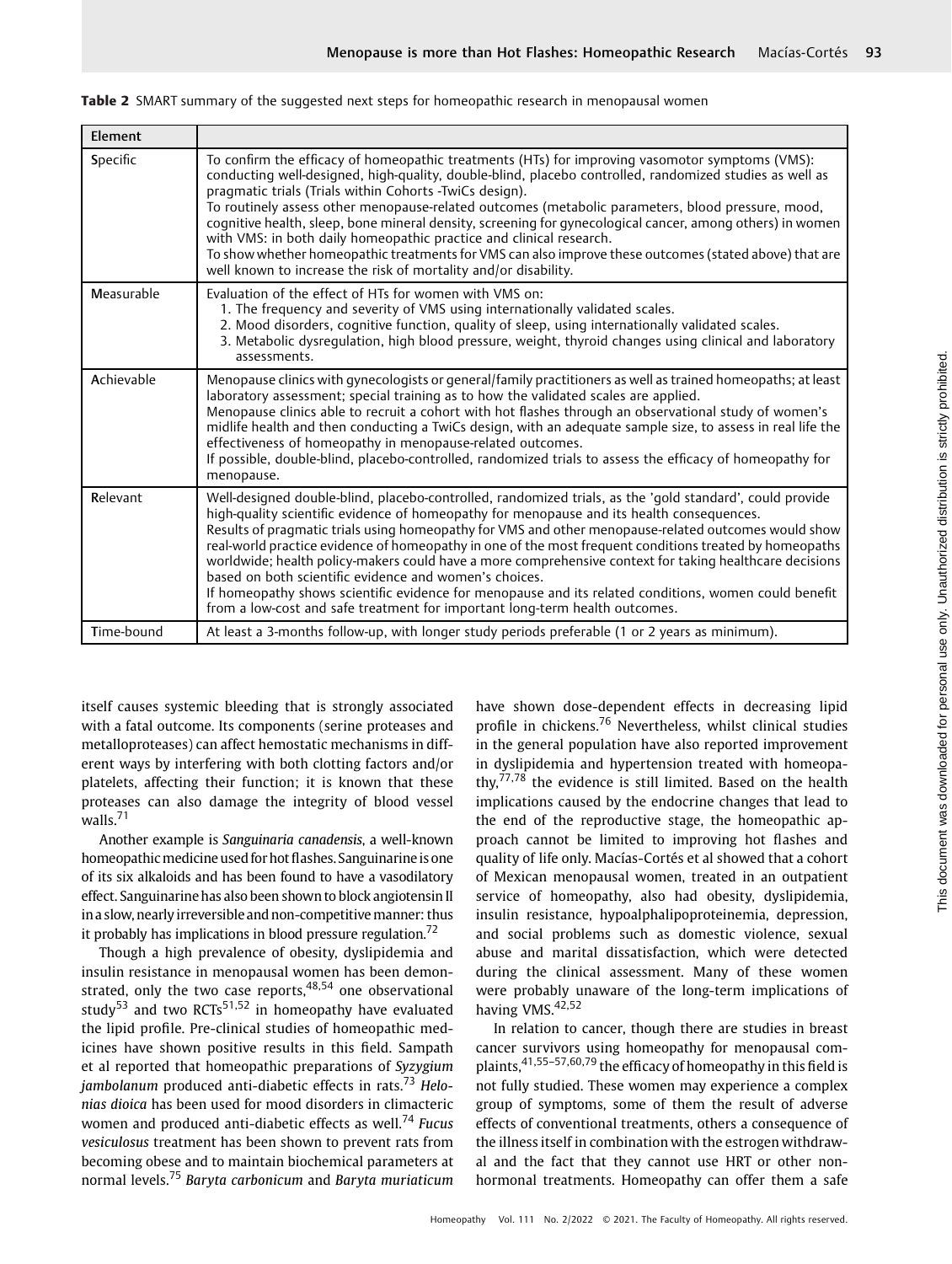**Table 2** SMART summary of the suggested next steps for homeopathic research in menopausal women

| Element | |
|---|---|
| **S**pecific | To confirm the efficacy of homeopathic treatments (HTs) for improving vasomotor symptoms (VMS): conducting well-designed, high-quality, double-blind, placebo controlled, randomized studies as well as pragmatic trials (Trials within Cohorts -TwiCs design).<br>To routinely assess other menopause-related outcomes (metabolic parameters, blood pressure, mood, cognitive health, sleep, bone mineral density, screening for gynecological cancer, among others) in women with VMS: in both daily homeopathic practice and clinical research.<br>To show whether homeopathic treatments for VMS can also improve these outcomes (stated above) that are well known to increase the risk of mortality and/or disability. |
| **M**easurable | Evaluation of the effect of HTs for women with VMS on:<br>1. The frequency and severity of VMS using internationally validated scales.<br>2. Mood disorders, cognitive function, quality of sleep, using internationally validated scales.<br>3. Metabolic dysregulation, high blood pressure, weight, thyroid changes using clinical and laboratory assessments. |
| **A**chievable | Menopause clinics with gynecologists or general/family practitioners as well as trained homeopaths; at least laboratory assessment; special training as to how the validated scales are applied.<br>Menopause clinics able to recruit a cohort with hot flashes through an observational study of women's midlife health and then conducting a TwiCs design, with an adequate sample size, to assess in real life the effectiveness of homeopathy in menopause-related outcomes.<br>If possible, double-blind, placebo-controlled, randomized trials to assess the efficacy of homeopathy for menopause. |
| **R**elevant | Well-designed double-blind, placebo-controlled, randomized trials, as the 'gold standard', could provide high-quality scientific evidence of homeopathy for menopause and its health consequences.<br>Results of pragmatic trials using homeopathy for VMS and other menopause-related outcomes would show real-world practice evidence of homeopathy in one of the most frequent conditions treated by homeopaths worldwide; health policy-makers could have a more comprehensive context for taking healthcare decisions based on both scientific evidence and women's choices.<br>If homeopathy shows scientific evidence for menopause and its related conditions, women could benefit from a low-cost and safe treatment for important long-term health outcomes. |
| **T**ime-bound | At least a 3-months follow-up, with longer study periods preferable (1 or 2 years as minimum). |

itself causes systemic bleeding that is strongly associated with a fatal outcome. Its components (serine proteases and metalloproteases) can affect hemostatic mechanisms in different ways by interfering with both clotting factors and/or platelets, affecting their function; it is known that these proteases can also damage the integrity of blood vessel walls.[71]

Another example is *Sanguinaria canadensis*, a well-known homeopathic medicine used for hot flashes. Sanguinarine is one of its six alkaloids and has been found to have a vasodilatory effect. Sanguinarine has also been shown to block angiotensin II in a slow, nearly irreversible and non-competitive manner: thus it probably has implications in blood pressure regulation.[72]

Though a high prevalence of obesity, dyslipidemia and insulin resistance in menopausal women has been demonstrated, only the two case reports,[48,54] one observational study[53] and two RCTs[51,52] in homeopathy have evaluated the lipid profile. Pre-clinical studies of homeopathic medicines have shown positive results in this field. Sampath et al reported that homeopathic preparations of *Syzygium jambolanum* produced anti-diabetic effects in rats.[73] *Helonias dioica* has been used for mood disorders in climacteric women and produced anti-diabetic effects as well.[74] *Fucus vesiculosus* treatment has been shown to prevent rats from becoming obese and to maintain biochemical parameters at normal levels.[75] *Baryta carbonicum* and *Baryta muriaticum* have shown dose-dependent effects in decreasing lipid profile in chickens.[76] Nevertheless, whilst clinical studies in the general population have also reported improvement in dyslipidemia and hypertension treated with homeopathy,[77,78] the evidence is still limited. Based on the health implications caused by the endocrine changes that lead to the end of the reproductive stage, the homeopathic approach cannot be limited to improving hot flashes and quality of life only. Macías-Cortés et al showed that a cohort of Mexican menopausal women, treated in an outpatient service of homeopathy, also had obesity, dyslipidemia, insulin resistance, hypoalphalipoproteinemia, depression, and social problems such as domestic violence, sexual abuse and marital dissatisfaction, which were detected during the clinical assessment. Many of these women were probably unaware of the long-term implications of having VMS.[42,52]

In relation to cancer, though there are studies in breast cancer survivors using homeopathy for menopausal complaints,[41,55–57,60,79] the efficacy of homeopathy in this field is not fully studied. These women may experience a complex group of symptoms, some of them the result of adverse effects of conventional treatments, others a consequence of the illness itself in combination with the estrogen withdrawal and the fact that they cannot use HRT or other non-hormonal treatments. Homeopathy can offer them a safe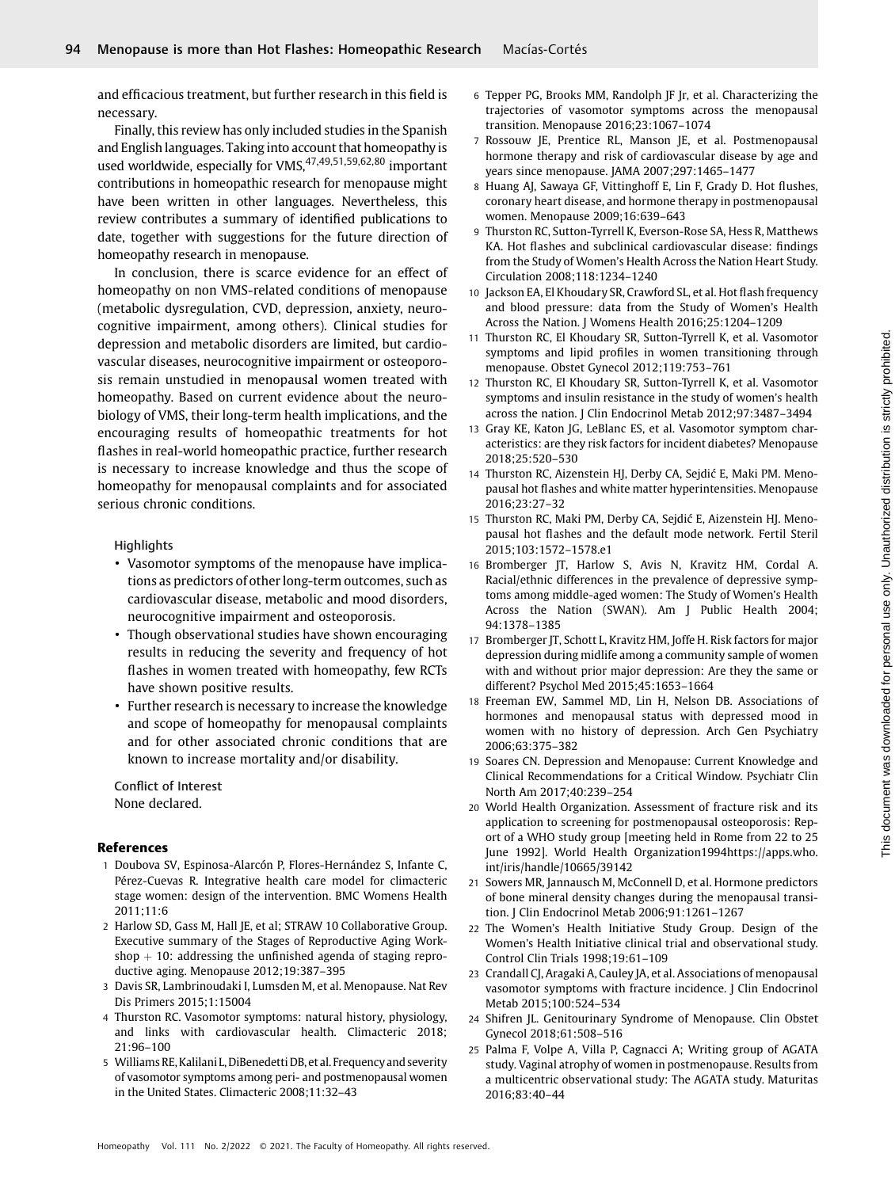and efficacious treatment, but further research in this field is necessary.

Finally, this review has only included studies in the Spanish and English languages. Taking into account that homeopathy is used worldwide, especially for VMS,[47,49,51,59,62,80] important contributions in homeopathic research for menopause might have been written in other languages. Nevertheless, this review contributes a summary of identified publications to date, together with suggestions for the future direction of homeopathy research in menopause.

In conclusion, there is scarce evidence for an effect of homeopathy on non VMS-related conditions of menopause (metabolic dysregulation, CVD, depression, anxiety, neurocognitive impairment, among others). Clinical studies for depression and metabolic disorders are limited, but cardiovascular diseases, neurocognitive impairment or osteoporosis remain unstudied in menopausal women treated with homeopathy. Based on current evidence about the neurobiology of VMS, their long-term health implications, and the encouraging results of homeopathic treatments for hot flashes in real-world homeopathic practice, further research is necessary to increase knowledge and thus the scope of homeopathy for menopausal complaints and for associated serious chronic conditions.

Highlights

- Vasomotor symptoms of the menopause have implications as predictors of other long-term outcomes, such as cardiovascular disease, metabolic and mood disorders, neurocognitive impairment and osteoporosis.
- Though observational studies have shown encouraging results in reducing the severity and frequency of hot flashes in women treated with homeopathy, few RCTs have shown positive results.
- Further research is necessary to increase the knowledge and scope of homeopathy for menopausal complaints and for other associated chronic conditions that are known to increase mortality and/or disability.

Conflict of Interest
None declared.

## References

1 Doubova SV, Espinosa-Alarcón P, Flores-Hernández S, Infante C, Pérez-Cuevas R. Integrative health care model for climacteric stage women: design of the intervention. BMC Womens Health 2011;11:6

2 Harlow SD, Gass M, Hall JE, et al; STRAW 10 Collaborative Group. Executive summary of the Stages of Reproductive Aging Workshop + 10: addressing the unfinished agenda of staging reproductive aging. Menopause 2012;19:387–395

3 Davis SR, Lambrinoudaki I, Lumsden M, et al. Menopause. Nat Rev Dis Primers 2015;1:15004

4 Thurston RC. Vasomotor symptoms: natural history, physiology, and links with cardiovascular health. Climacteric 2018; 21:96–100

5 Williams RE, Kalilani L, DiBenedetti DB, et al. Frequency and severity of vasomotor symptoms among peri- and postmenopausal women in the United States. Climacteric 2008;11:32–43

6 Tepper PG, Brooks MM, Randolph JF Jr, et al. Characterizing the trajectories of vasomotor symptoms across the menopausal transition. Menopause 2016;23:1067–1074

7 Rossouw JE, Prentice RL, Manson JE, et al. Postmenopausal hormone therapy and risk of cardiovascular disease by age and years since menopause. JAMA 2007;297:1465–1477

8 Huang AJ, Sawaya GF, Vittinghoff E, Lin F, Grady D. Hot flushes, coronary heart disease, and hormone therapy in postmenopausal women. Menopause 2009;16:639–643

9 Thurston RC, Sutton-Tyrrell K, Everson-Rose SA, Hess R, Matthews KA. Hot flashes and subclinical cardiovascular disease: findings from the Study of Women's Health Across the Nation Heart Study. Circulation 2008;118:1234–1240

10 Jackson EA, El Khoudary SR, Crawford SL, et al. Hot flash frequency and blood pressure: data from the Study of Women's Health Across the Nation. J Womens Health 2016;25:1204–1209

11 Thurston RC, El Khoudary SR, Sutton-Tyrrell K, et al. Vasomotor symptoms and lipid profiles in women transitioning through menopause. Obstet Gynecol 2012;119:753–761

12 Thurston RC, El Khoudary SR, Sutton-Tyrrell K, et al. Vasomotor symptoms and insulin resistance in the study of women's health across the nation. J Clin Endocrinol Metab 2012;97:3487–3494

13 Gray KE, Katon JG, LeBlanc ES, et al. Vasomotor symptom characteristics: are they risk factors for incident diabetes? Menopause 2018;25:520–530

14 Thurston RC, Aizenstein HJ, Derby CA, Sejdić E, Maki PM. Menopausal hot flashes and white matter hyperintensities. Menopause 2016;23:27–32

15 Thurston RC, Maki PM, Derby CA, Sejdić E, Aizenstein HJ. Menopausal hot flashes and the default mode network. Fertil Steril 2015;103:1572–1578.e1

16 Bromberger JT, Harlow S, Avis N, Kravitz HM, Cordal A. Racial/ethnic differences in the prevalence of depressive symptoms among middle-aged women: The Study of Women's Health Across the Nation (SWAN). Am J Public Health 2004; 94:1378–1385

17 Bromberger JT, Schott L, Kravitz HM, Joffe H. Risk factors for major depression during midlife among a community sample of women with and without prior major depression: Are they the same or different? Psychol Med 2015;45:1653–1664

18 Freeman EW, Sammel MD, Lin H, Nelson DB. Associations of hormones and menopausal status with depressed mood in women with no history of depression. Arch Gen Psychiatry 2006;63:375–382

19 Soares CN. Depression and Menopause: Current Knowledge and Clinical Recommendations for a Critical Window. Psychiatr Clin North Am 2017;40:239–254

20 World Health Organization. Assessment of fracture risk and its application to screening for postmenopausal osteoporosis: Report of a WHO study group [meeting held in Rome from 22 to 25 June 1992]. World Health Organization1994https://apps.who.int/iris/handle/10665/39142

21 Sowers MR, Jannausch M, McConnell D, et al. Hormone predictors of bone mineral density changes during the menopausal transition. J Clin Endocrinol Metab 2006;91:1261–1267

22 The Women's Health Initiative Study Group. Design of the Women's Health Initiative clinical trial and observational study. Control Clin Trials 1998;19:61–109

23 Crandall CJ, Aragaki A, Cauley JA, et al. Associations of menopausal vasomotor symptoms with fracture incidence. J Clin Endocrinol Metab 2015;100:524–534

24 Shifren JL. Genitourinary Syndrome of Menopause. Clin Obstet Gynecol 2018;61:508–516

25 Palma F, Volpe A, Villa P, Cagnacci A; Writing group of AGATA study. Vaginal atrophy of women in postmenopause. Results from a multicentric observational study: The AGATA study. Maturitas 2016;83:40–44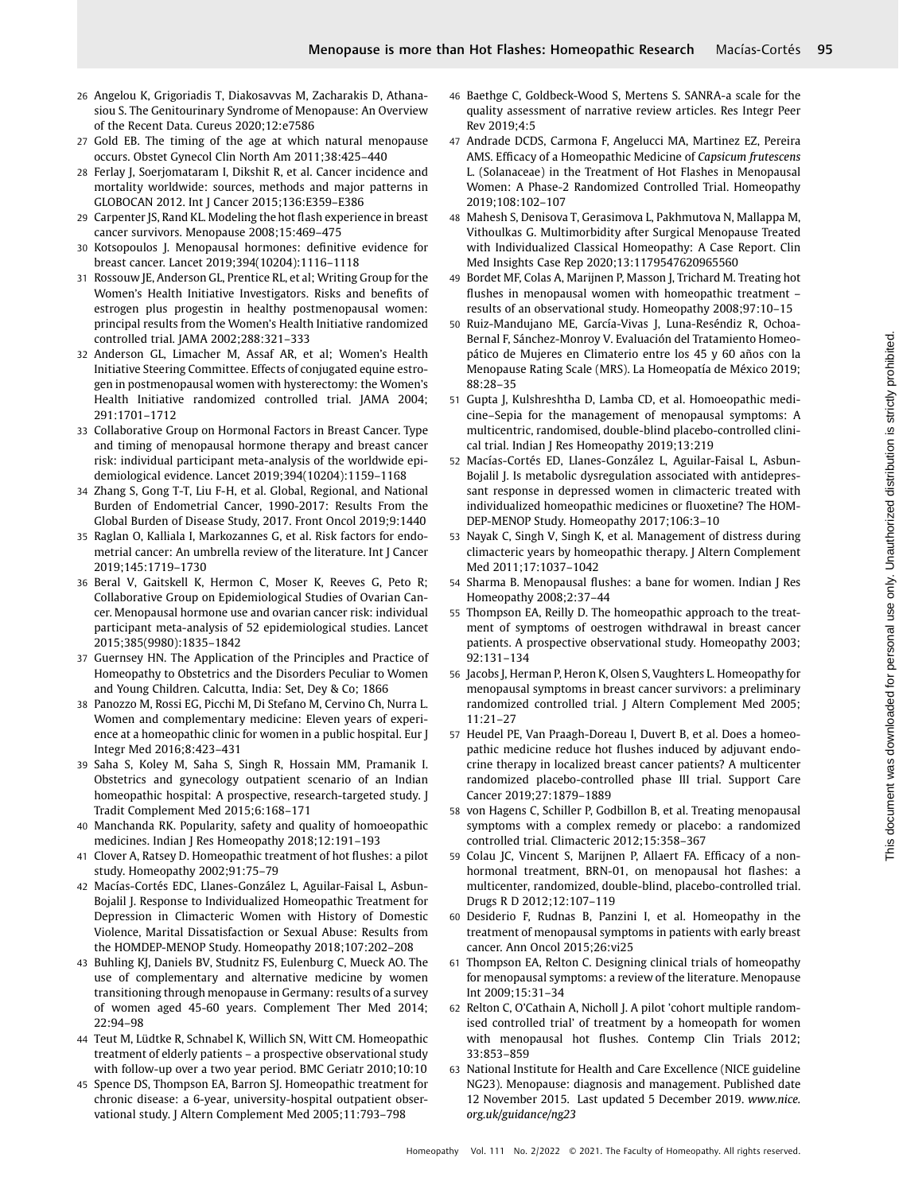26 Angelou K, Grigoriadis T, Diakosavvas M, Zacharakis D, Athanasiou S. The Genitourinary Syndrome of Menopause: An Overview of the Recent Data. Cureus 2020;12:e7586

27 Gold EB. The timing of the age at which natural menopause occurs. Obstet Gynecol Clin North Am 2011;38:425–440

28 Ferlay J, Soerjomataram I, Dikshit R, et al. Cancer incidence and mortality worldwide: sources, methods and major patterns in GLOBOCAN 2012. Int J Cancer 2015;136:E359–E386

29 Carpenter JS, Rand KL. Modeling the hot flash experience in breast cancer survivors. Menopause 2008;15:469–475

30 Kotsopoulos J. Menopausal hormones: definitive evidence for breast cancer. Lancet 2019;394(10204):1116–1118

31 Rossouw JE, Anderson GL, Prentice RL, et al; Writing Group for the Women's Health Initiative Investigators. Risks and benefits of estrogen plus progestin in healthy postmenopausal women: principal results from the Women's Health Initiative randomized controlled trial. JAMA 2002;288:321–333

32 Anderson GL, Limacher M, Assaf AR, et al; Women's Health Initiative Steering Committee. Effects of conjugated equine estrogen in postmenopausal women with hysterectomy: the Women's Health Initiative randomized controlled trial. JAMA 2004; 291:1701–1712

33 Collaborative Group on Hormonal Factors in Breast Cancer. Type and timing of menopausal hormone therapy and breast cancer risk: individual participant meta-analysis of the worldwide epidemiological evidence. Lancet 2019;394(10204):1159–1168

34 Zhang S, Gong T-T, Liu F-H, et al. Global, Regional, and National Burden of Endometrial Cancer, 1990-2017: Results From the Global Burden of Disease Study, 2017. Front Oncol 2019;9:1440

35 Raglan O, Kalliala I, Markozannes G, et al. Risk factors for endometrial cancer: An umbrella review of the literature. Int J Cancer 2019;145:1719–1730

36 Beral V, Gaitskell K, Hermon C, Moser K, Reeves G, Peto R; Collaborative Group on Epidemiological Studies of Ovarian Cancer. Menopausal hormone use and ovarian cancer risk: individual participant meta-analysis of 52 epidemiological studies. Lancet 2015;385(9980):1835–1842

37 Guernsey HN. The Application of the Principles and Practice of Homeopathy to Obstetrics and the Disorders Peculiar to Women and Young Children. Calcutta, India: Set, Dey & Co; 1866

38 Panozzo M, Rossi EG, Picchi M, Di Stefano M, Cervino Ch, Nurra L. Women and complementary medicine: Eleven years of experience at a homeopathic clinic for women in a public hospital. Eur J Integr Med 2016;8:423–431

39 Saha S, Koley M, Saha S, Singh R, Hossain MM, Pramanik I. Obstetrics and gynecology outpatient scenario of an Indian homeopathic hospital: A prospective, research-targeted study. J Tradit Complement Med 2015;6:168–171

40 Manchanda RK. Popularity, safety and quality of homoeopathic medicines. Indian J Res Homeopathy 2018;12:191–193

41 Clover A, Ratsey D. Homeopathic treatment of hot flushes: a pilot study. Homeopathy 2002;91:75–79

42 Macías-Cortés EDC, Llanes-González L, Aguilar-Faisal L, Asbun-Bojalil J. Response to Individualized Homeopathic Treatment for Depression in Climacteric Women with History of Domestic Violence, Marital Dissatisfaction or Sexual Abuse: Results from the HOMDEP-MENOP Study. Homeopathy 2018;107:202–208

43 Buhling KJ, Daniels BV, Studnitz FS, Eulenburg C, Mueck AO. The use of complementary and alternative medicine by women transitioning through menopause in Germany: results of a survey of women aged 45-60 years. Complement Ther Med 2014; 22:94–98

44 Teut M, Lüdtke R, Schnabel K, Willich SN, Witt CM. Homeopathic treatment of elderly patients – a prospective observational study with follow-up over a two year period. BMC Geriatr 2010;10:10

45 Spence DS, Thompson EA, Barron SJ. Homeopathic treatment for chronic disease: a 6-year, university-hospital outpatient observational study. J Altern Complement Med 2005;11:793–798

46 Baethge C, Goldbeck-Wood S, Mertens S. SANRA-a scale for the quality assessment of narrative review articles. Res Integr Peer Rev 2019;4:5

47 Andrade DCDS, Carmona F, Angelucci MA, Martinez EZ, Pereira AMS. Efficacy of a Homeopathic Medicine of *Capsicum frutescens* L. (Solanaceae) in the Treatment of Hot Flashes in Menopausal Women: A Phase-2 Randomized Controlled Trial. Homeopathy 2019;108:102–107

48 Mahesh S, Denisova T, Gerasimova L, Pakhmutova N, Mallappa M, Vithoulkas G. Multimorbidity after Surgical Menopause Treated with Individualized Classical Homeopathy: A Case Report. Clin Med Insights Case Rep 2020;13:1179547620965560

49 Bordet MF, Colas A, Marijnen P, Masson J, Trichard M. Treating hot flushes in menopausal women with homeopathic treatment – results of an observational study. Homeopathy 2008;97:10–15

50 Ruiz-Mandujano ME, García-Vivas J, Luna-Reséndiz R, Ochoa-Bernal F, Sánchez-Monroy V. Evaluación del Tratamiento Homeopático de Mujeres en Climaterio entre los 45 y 60 años con la Menopause Rating Scale (MRS). La Homeopatía de México 2019; 88:28–35

51 Gupta J, Kulshreshtha D, Lamba CD, et al. Homoeopathic medicine–Sepia for the management of menopausal symptoms: A multicentric, randomised, double-blind placebo-controlled clinical trial. Indian J Res Homeopathy 2019;13:219

52 Macías-Cortés ED, Llanes-González L, Aguilar-Faisal L, Asbun-Bojalil J. Is metabolic dysregulation associated with antidepressant response in depressed women in climacteric treated with individualized homeopathic medicines or fluoxetine? The HOMDEP-MENOP Study. Homeopathy 2017;106:3–10

53 Nayak C, Singh V, Singh K, et al. Management of distress during climacteric years by homeopathic therapy. J Altern Complement Med 2011;17:1037–1042

54 Sharma B. Menopausal flushes: a bane for women. Indian J Res Homeopathy 2008;2:37–44

55 Thompson EA, Reilly D. The homeopathic approach to the treatment of symptoms of oestrogen withdrawal in breast cancer patients. A prospective observational study. Homeopathy 2003; 92:131–134

56 Jacobs J, Herman P, Heron K, Olsen S, Vaughters L. Homeopathy for menopausal symptoms in breast cancer survivors: a preliminary randomized controlled trial. J Altern Complement Med 2005; 11:21–27

57 Heudel PE, Van Praagh-Doreau I, Duvert B, et al. Does a homeopathic medicine reduce hot flushes induced by adjuvant endocrine therapy in localized breast cancer patients? A multicenter randomized placebo-controlled phase III trial. Support Care Cancer 2019;27:1879–1889

58 von Hagens C, Schiller P, Godbillon B, et al. Treating menopausal symptoms with a complex remedy or placebo: a randomized controlled trial. Climacteric 2012;15:358–367

59 Colau JC, Vincent S, Marijnen P, Allaert FA. Efficacy of a non-hormonal treatment, BRN-01, on menopausal hot flashes: a multicenter, randomized, double-blind, placebo-controlled trial. Drugs R D 2012;12:107–119

60 Desiderio F, Rudnas B, Panzini I, et al. Homeopathy in the treatment of menopausal symptoms in patients with early breast cancer. Ann Oncol 2015;26:vi25

61 Thompson EA, Relton C. Designing clinical trials of homeopathy for menopausal symptoms: a review of the literature. Menopause Int 2009;15:31–34

62 Relton C, O'Cathain A, Nicholl J. A pilot 'cohort multiple randomised controlled trial' of treatment by a homeopath for women with menopausal hot flushes. Contemp Clin Trials 2012; 33:853–859

63 National Institute for Health and Care Excellence (NICE guideline NG23). Menopause: diagnosis and management. Published date 12 November 2015. Last updated 5 December 2019. *www.nice.org.uk/guidance/ng23*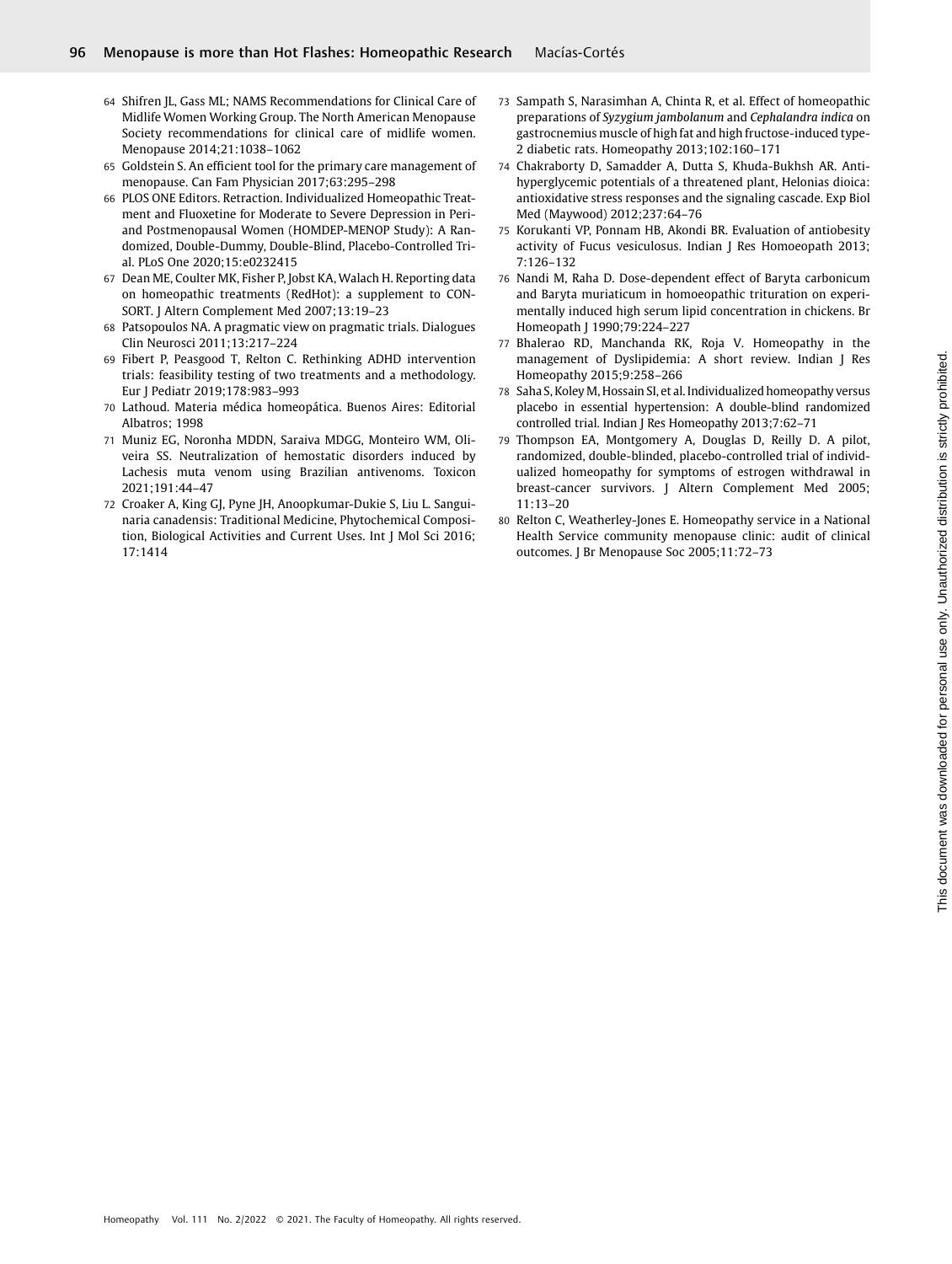64 Shifren JL, Gass ML; NAMS Recommendations for Clinical Care of Midlife Women Working Group. The North American Menopause Society recommendations for clinical care of midlife women. Menopause 2014;21:1038–1062

65 Goldstein S. An efficient tool for the primary care management of menopause. Can Fam Physician 2017;63:295–298

66 PLOS ONE Editors. Retraction. Individualized Homeopathic Treatment and Fluoxetine for Moderate to Severe Depression in Peri- and Postmenopausal Women (HOMDEP-MENOP Study): A Randomized, Double-Dummy, Double-Blind, Placebo-Controlled Trial. PLoS One 2020;15:e0232415

67 Dean ME, Coulter MK, Fisher P, Jobst KA, Walach H. Reporting data on homeopathic treatments (RedHot): a supplement to CONSORT. J Altern Complement Med 2007;13:19–23

68 Patsopoulos NA. A pragmatic view on pragmatic trials. Dialogues Clin Neurosci 2011;13:217–224

69 Fibert P, Peasgood T, Relton C. Rethinking ADHD intervention trials: feasibility testing of two treatments and a methodology. Eur J Pediatr 2019;178:983–993

70 Lathoud. Materia médica homeopática. Buenos Aires: Editorial Albatros; 1998

71 Muniz EG, Noronha MDDN, Saraiva MDGG, Monteiro WM, Oliveira SS. Neutralization of hemostatic disorders induced by Lachesis muta venom using Brazilian antivenoms. Toxicon 2021;191:44–47

72 Croaker A, King GJ, Pyne JH, Anoopkumar-Dukie S, Liu L. Sanguinaria canadensis: Traditional Medicine, Phytochemical Composition, Biological Activities and Current Uses. Int J Mol Sci 2016; 17:1414

73 Sampath S, Narasimhan A, Chinta R, et al. Effect of homeopathic preparations of *Syzygium jambolanum* and *Cephalandra indica* on gastrocnemius muscle of high fat and high fructose-induced type-2 diabetic rats. Homeopathy 2013;102:160–171

74 Chakraborty D, Samadder A, Dutta S, Khuda-Bukhsh AR. Antihyperglycemic potentials of a threatened plant, Helonias dioica: antioxidative stress responses and the signaling cascade. Exp Biol Med (Maywood) 2012;237:64–76

75 Korukanti VP, Ponnam HB, Akondi BR. Evaluation of antiobesity activity of Fucus vesiculosus. Indian J Res Homoeopath 2013; 7:126–132

76 Nandi M, Raha D. Dose-dependent effect of Baryta carbonicum and Baryta muriaticum in homoeopathic trituration on experimentally induced high serum lipid concentration in chickens. Br Homeopath J 1990;79:224–227

77 Bhalerao RD, Manchanda RK, Roja V. Homeopathy in the management of Dyslipidemia: A short review. Indian J Res Homeopathy 2015;9:258–266

78 Saha S, Koley M, Hossain SI, et al. Individualized homeopathy versus placebo in essential hypertension: A double-blind randomized controlled trial. Indian J Res Homeopathy 2013;7:62–71

79 Thompson EA, Montgomery A, Douglas D, Reilly D. A pilot, randomized, double-blinded, placebo-controlled trial of individualized homeopathy for symptoms of estrogen withdrawal in breast-cancer survivors. J Altern Complement Med 2005; 11:13–20

80 Relton C, Weatherley-Jones E. Homeopathy service in a National Health Service community menopause clinic: audit of clinical outcomes. J Br Menopause Soc 2005;11:72–73